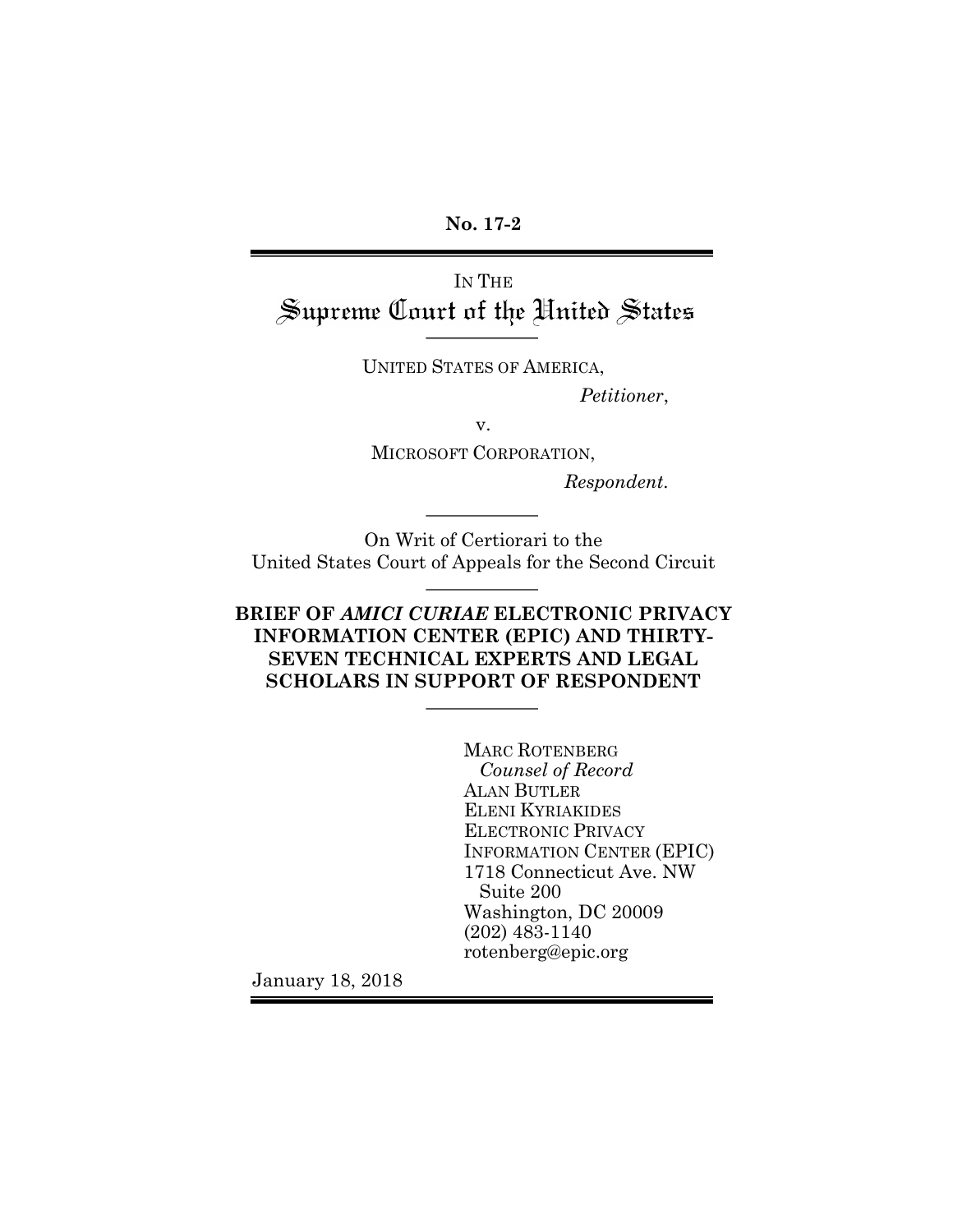**No. 17-2**

---

IN THE

# Supreme Court of the United States

---

UNITED STATES OF AMERICA,

*Petitioner*,

v.

MICROSOFT CORPORATION,

*Respondent.*

---

On Writ of Certiorari to the
United States Court of Appeals for the Second Circuit

---

**BRIEF OF *AMICI CURIAE* ELECTRONIC PRIVACY INFORMATION CENTER (EPIC) AND THIRTY-SEVEN TECHNICAL EXPERTS AND LEGAL SCHOLARS IN SUPPORT OF RESPONDENT**

---

MARC ROTENBERG
*Counsel of Record*
ALAN BUTLER
ELENI KYRIAKIDES
ELECTRONIC PRIVACY
INFORMATION CENTER (EPIC)
1718 Connecticut Ave. NW
Suite 200
Washington, DC 20009
(202) 483-1140
rotenberg@epic.org

January 18, 2018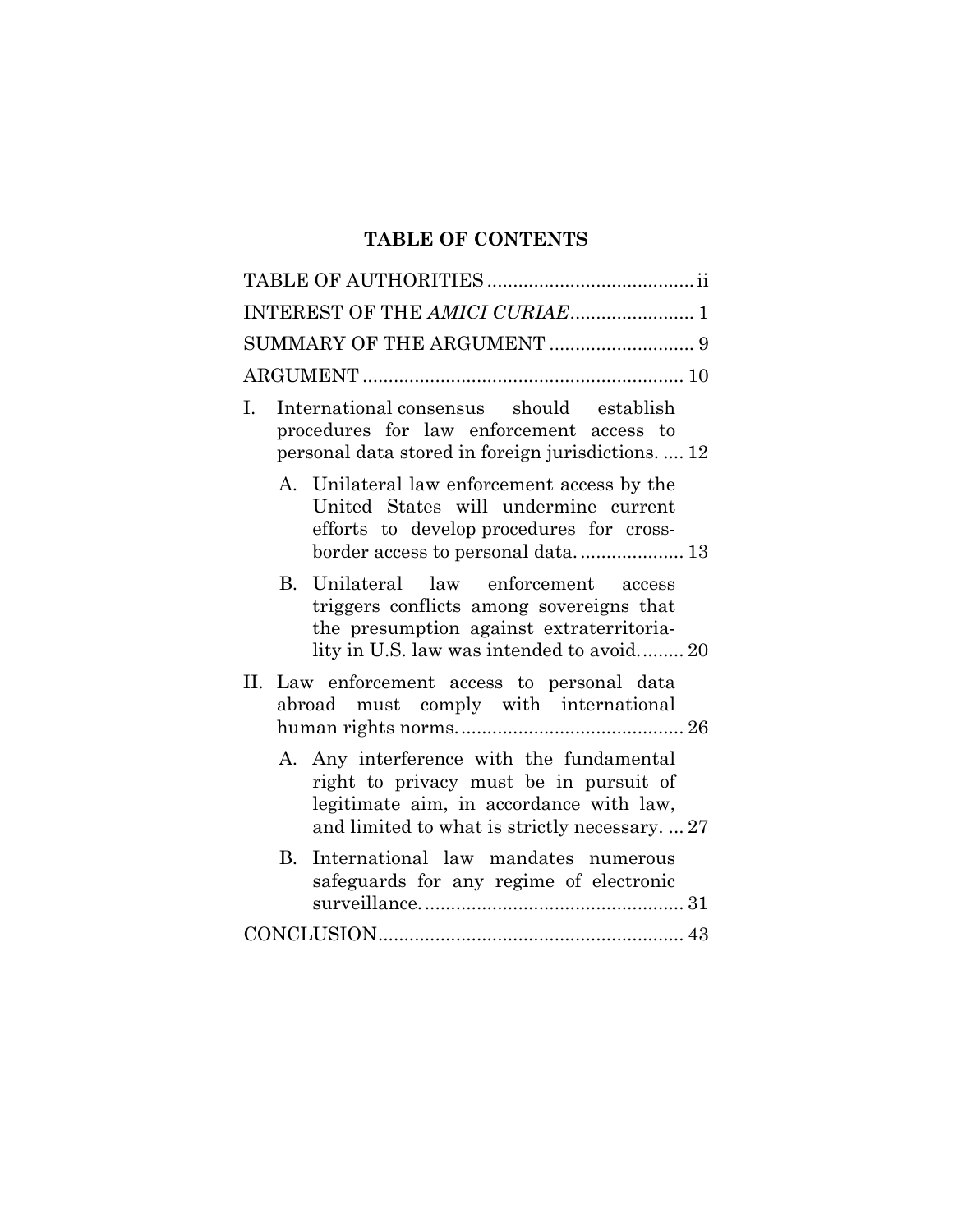## TABLE OF CONTENTS

TABLE OF AUTHORITIES ........................................ ii

INTEREST OF THE *AMICI CURIAE* ........................ 1

SUMMARY OF THE ARGUMENT ............................ 9

ARGUMENT .............................................................. 10

I. International consensus should establish procedures for law enforcement access to personal data stored in foreign jurisdictions. .... 12

   A. Unilateral law enforcement access by the United States will undermine current efforts to develop procedures for cross-border access to personal data. .................... 13

   B. Unilateral law enforcement access triggers conflicts among sovereigns that the presumption against extraterritoriality in U.S. law was intended to avoid. ........ 20

II. Law enforcement access to personal data abroad must comply with international human rights norms. ........................................... 26

   A. Any interference with the fundamental right to privacy must be in pursuit of legitimate aim, in accordance with law, and limited to what is strictly necessary. ... 27

   B. International law mandates numerous safeguards for any regime of electronic surveillance. .................................................. 31

CONCLUSION........................................................... 43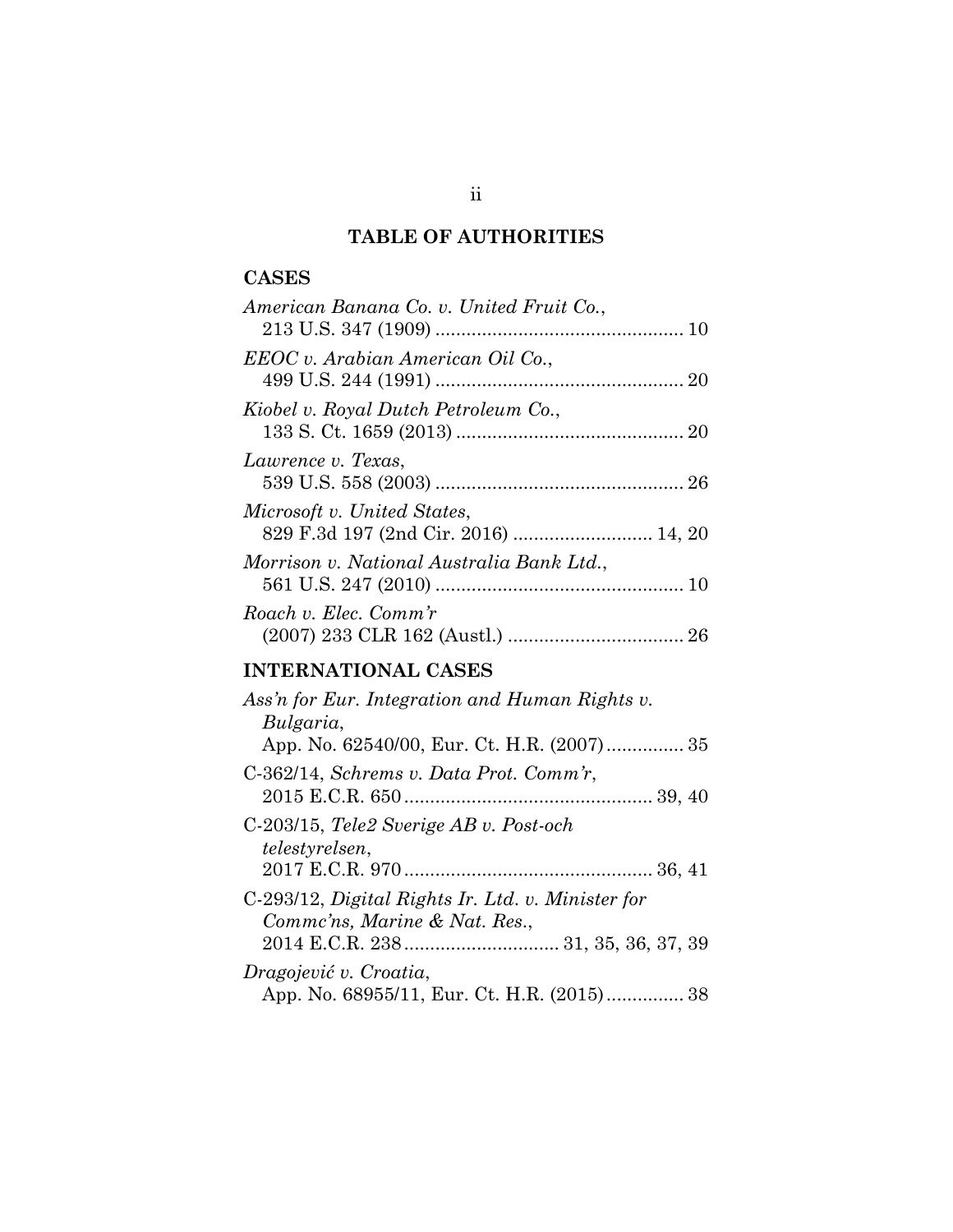## TABLE OF AUTHORITIES

### CASES

*American Banana Co. v. United Fruit Co.*, 213 U.S. 347 (1909) ................................................ 10

*EEOC v. Arabian American Oil Co.*, 499 U.S. 244 (1991) ................................................ 20

*Kiobel v. Royal Dutch Petroleum Co.*, 133 S. Ct. 1659 (2013) ............................................ 20

*Lawrence v. Texas*, 539 U.S. 558 (2003) ................................................ 26

*Microsoft v. United States*, 829 F.3d 197 (2nd Cir. 2016) ........................... 14, 20

*Morrison v. National Australia Bank Ltd.*, 561 U.S. 247 (2010) ................................................ 10

*Roach v. Elec. Comm'r* (2007) 233 CLR 162 (Austl.) .................................. 26

### INTERNATIONAL CASES

*Ass'n for Eur. Integration and Human Rights v. Bulgaria*, App. No. 62540/00, Eur. Ct. H.R. (2007)............... 35

C-362/14, *Schrems v. Data Prot. Comm'r*, 2015 E.C.R. 650 ................................................ 39, 40

C-203/15, *Tele2 Sverige AB v. Post-och telestyrelsen*, 2017 E.C.R. 970 ................................................ 36, 41

C-293/12, *Digital Rights Ir. Ltd. v. Minister for Commc'ns, Marine & Nat. Res.*, 2014 E.C.R. 238 .............................. 31, 35, 36, 37, 39

*Dragojević v. Croatia*, App. No. 68955/11, Eur. Ct. H.R. (2015)............... 38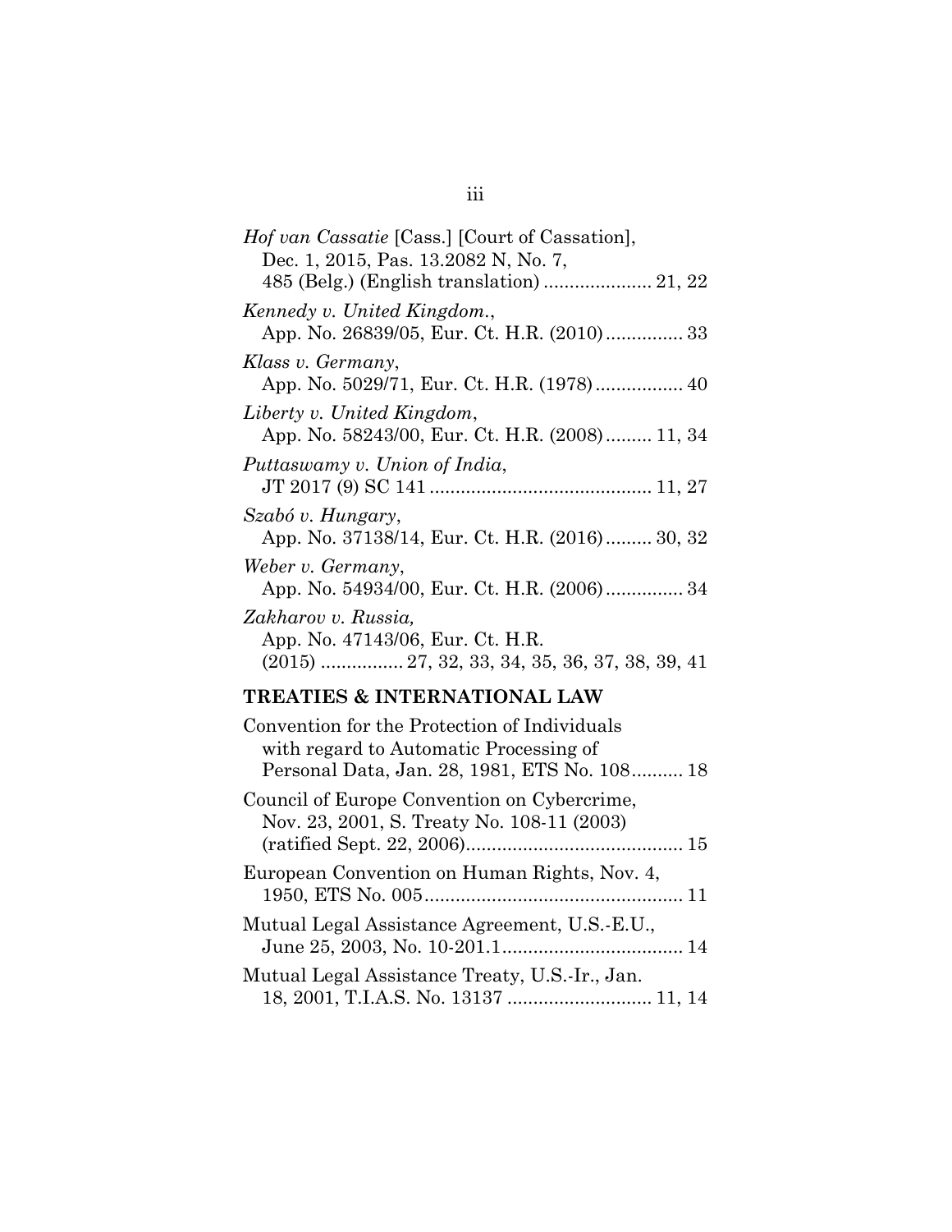*Hof van Cassatie* [Cass.] [Court of Cassation], Dec. 1, 2015, Pas. 13.2082 N, No. 7, 485 (Belg.) (English translation) ..................... 21, 22

*Kennedy v. United Kingdom.*, App. No. 26839/05, Eur. Ct. H.R. (2010) ............... 33

*Klass v. Germany*, App. No. 5029/71, Eur. Ct. H.R. (1978) ................. 40

*Liberty v. United Kingdom*, App. No. 58243/00, Eur. Ct. H.R. (2008) ......... 11, 34

*Puttaswamy v. Union of India*, JT 2017 (9) SC 141 .......................................... 11, 27

*Szabó v. Hungary*, App. No. 37138/14, Eur. Ct. H.R. (2016) ......... 30, 32

*Weber v. Germany*, App. No. 54934/00, Eur. Ct. H.R. (2006) ............... 34

*Zakharov v. Russia,* App. No. 47143/06, Eur. Ct. H.R. (2015) ................ 27, 32, 33, 34, 35, 36, 37, 38, 39, 41

## TREATIES & INTERNATIONAL LAW

Convention for the Protection of Individuals with regard to Automatic Processing of Personal Data, Jan. 28, 1981, ETS No. 108.......... 18

Council of Europe Convention on Cybercrime, Nov. 23, 2001, S. Treaty No. 108-11 (2003) (ratified Sept. 22, 2006)......................................... 15

European Convention on Human Rights, Nov. 4, 1950, ETS No. 005................................................. 11

Mutual Legal Assistance Agreement, U.S.-E.U., June 25, 2003, No. 10-201.1.................................. 14

Mutual Legal Assistance Treaty, U.S.-Ir., Jan. 18, 2001, T.I.A.S. No. 13137 ........................... 11, 14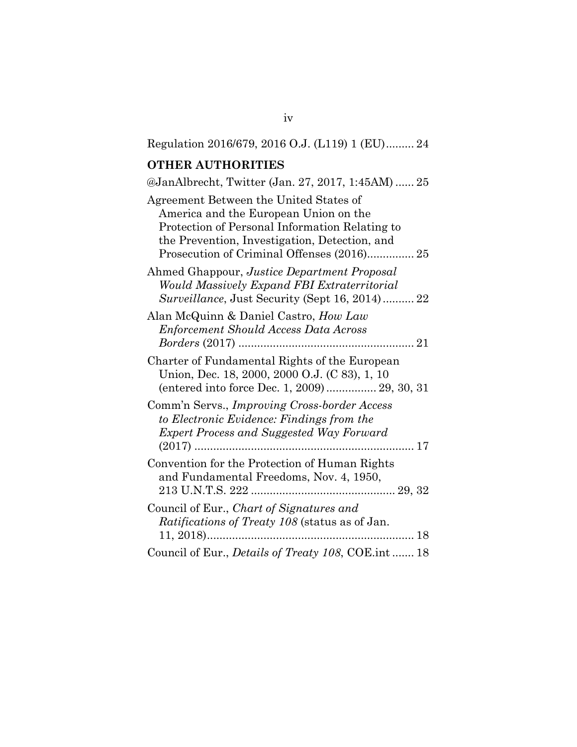Regulation 2016/679, 2016 O.J. (L119) 1 (EU)......... 24

**OTHER AUTHORITIES**

@JanAlbrecht, Twitter (Jan. 27, 2017, 1:45AM) ...... 25

Agreement Between the United States of America and the European Union on the Protection of Personal Information Relating to the Prevention, Investigation, Detection, and Prosecution of Criminal Offenses (2016)............... 25

Ahmed Ghappour, *Justice Department Proposal Would Massively Expand FBI Extraterritorial Surveillance*, Just Security (Sept 16, 2014).......... 22

Alan McQuinn & Daniel Castro, *How Law Enforcement Should Access Data Across Borders* (2017) ........................................................ 21

Charter of Fundamental Rights of the European Union, Dec. 18, 2000, 2000 O.J. (C 83), 1, 10 (entered into force Dec. 1, 2009) ................ 29, 30, 31

Comm'n Servs., *Improving Cross-border Access to Electronic Evidence: Findings from the Expert Process and Suggested Way Forward* (2017) ...................................................................... 17

Convention for the Protection of Human Rights and Fundamental Freedoms, Nov. 4, 1950, 213 U.N.T.S. 222 ............................................. 29, 32

Council of Eur., *Chart of Signatures and Ratifications of Treaty 108* (status as of Jan. 11, 2018)................................................................. 18

Council of Eur., *Details of Treaty 108*, COE.int ....... 18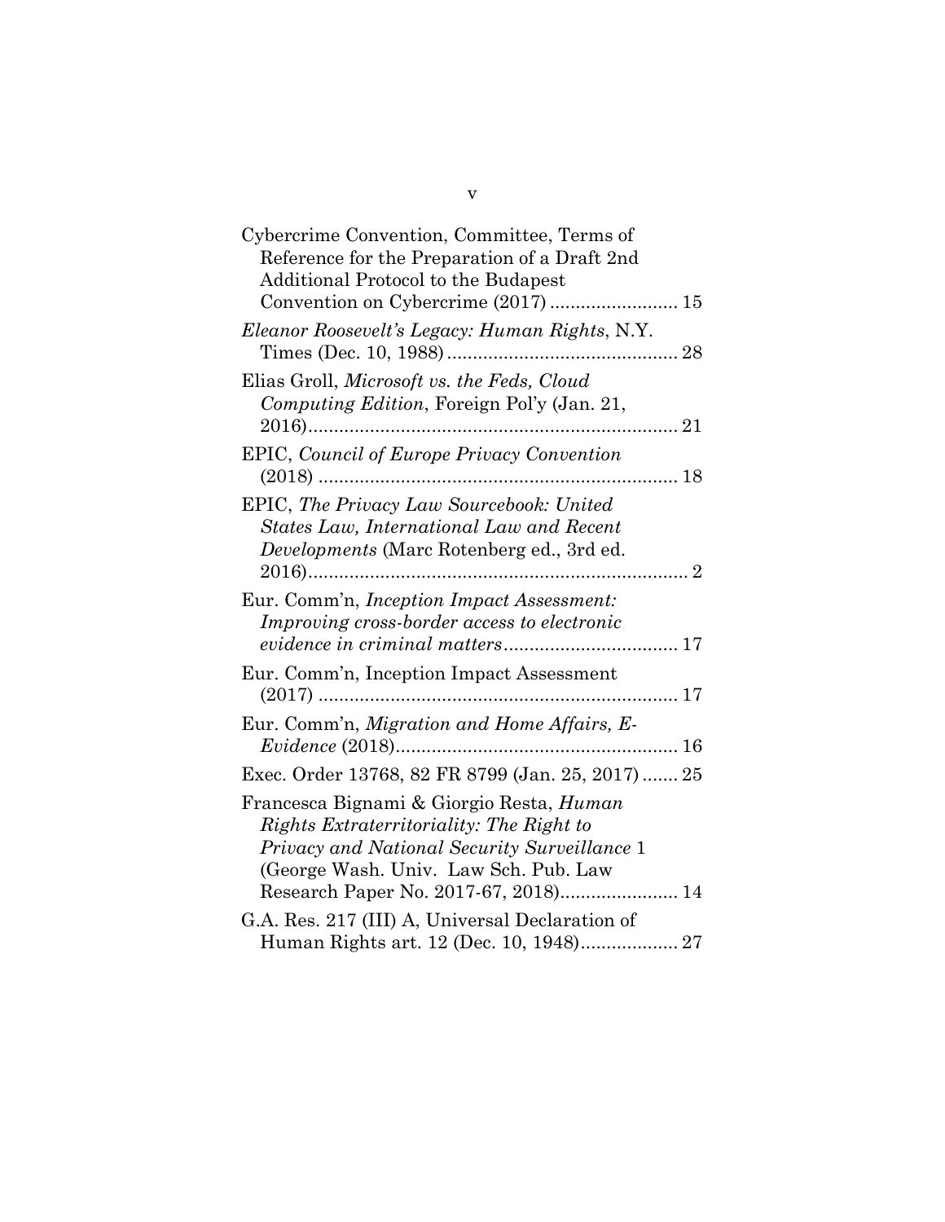Cybercrime Convention, Committee, Terms of Reference for the Preparation of a Draft 2nd Additional Protocol to the Budapest Convention on Cybercrime (2017) ........................ 15

*Eleanor Roosevelt's Legacy: Human Rights*, N.Y. Times (Dec. 10, 1988) ............................................ 28

Elias Groll, *Microsoft vs. the Feds, Cloud Computing Edition*, Foreign Pol'y (Jan. 21, 2016)....................................................................... 21

EPIC, *Council of Europe Privacy Convention* (2018) ..................................................................... 18

EPIC, *The Privacy Law Sourcebook: United States Law, International Law and Recent Developments* (Marc Rotenberg ed., 3rd ed. 2016)......................................................................... 2

Eur. Comm'n, *Inception Impact Assessment: Improving cross-border access to electronic evidence in criminal matters*................................. 17

Eur. Comm'n, Inception Impact Assessment (2017) ..................................................................... 17

Eur. Comm'n, *Migration and Home Affairs, E-Evidence* (2018)...................................................... 16

Exec. Order 13768, 82 FR 8799 (Jan. 25, 2017) ....... 25

Francesca Bignami & Giorgio Resta, *Human Rights Extraterritoriality: The Right to Privacy and National Security Surveillance* 1 (George Wash. Univ. Law Sch. Pub. Law Research Paper No. 2017-67, 2018)...................... 14

G.A. Res. 217 (III) A, Universal Declaration of Human Rights art. 12 (Dec. 10, 1948)................... 27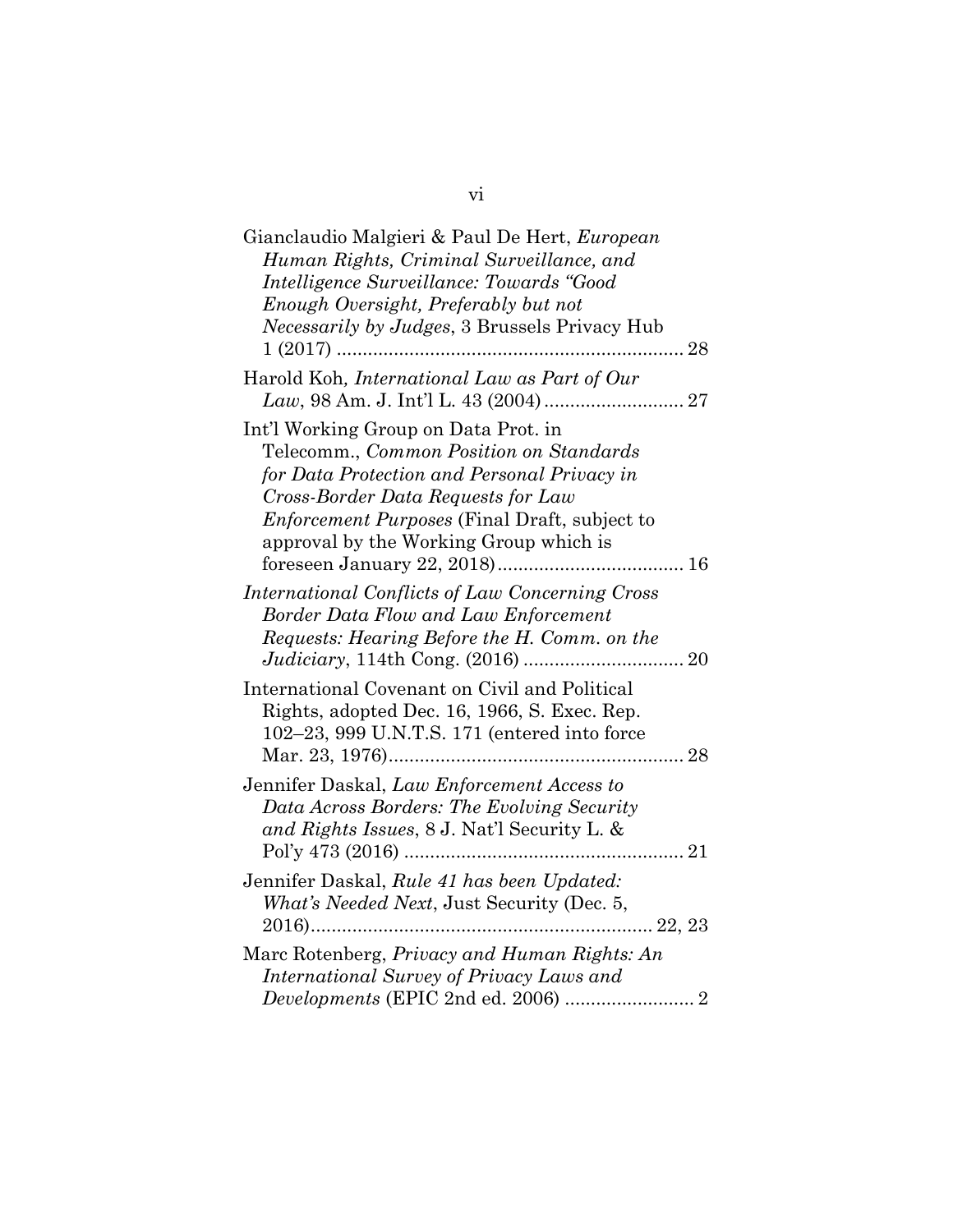Gianclaudio Malgieri & Paul De Hert, *European Human Rights, Criminal Surveillance, and Intelligence Surveillance: Towards "Good Enough Oversight, Preferably but not Necessarily by Judges*, 3 Brussels Privacy Hub 1 (2017) .................................................................. 28

Harold Koh*, International Law as Part of Our Law*, 98 Am. J. Int'l L. 43 (2004) .......................... 27

Int'l Working Group on Data Prot. in Telecomm., *Common Position on Standards for Data Protection and Personal Privacy in Cross-Border Data Requests for Law Enforcement Purposes* (Final Draft, subject to approval by the Working Group which is foreseen January 22, 2018) .................................. 16

*International Conflicts of Law Concerning Cross Border Data Flow and Law Enforcement Requests: Hearing Before the H. Comm. on the Judiciary*, 114th Cong. (2016) .............................. 20

International Covenant on Civil and Political Rights, adopted Dec. 16, 1966, S. Exec. Rep. 102–23, 999 U.N.T.S. 171 (entered into force Mar. 23, 1976) ........................................................ 28

Jennifer Daskal, *Law Enforcement Access to Data Across Borders: The Evolving Security and Rights Issues*, 8 J. Nat'l Security L. & Pol'y 473 (2016) ..................................................... 21

Jennifer Daskal, *Rule 41 has been Updated: What's Needed Next*, Just Security (Dec. 5, 2016) ................................................................. 22, 23

Marc Rotenberg, *Privacy and Human Rights: An International Survey of Privacy Laws and Developments* (EPIC 2nd ed. 2006) ......................... 2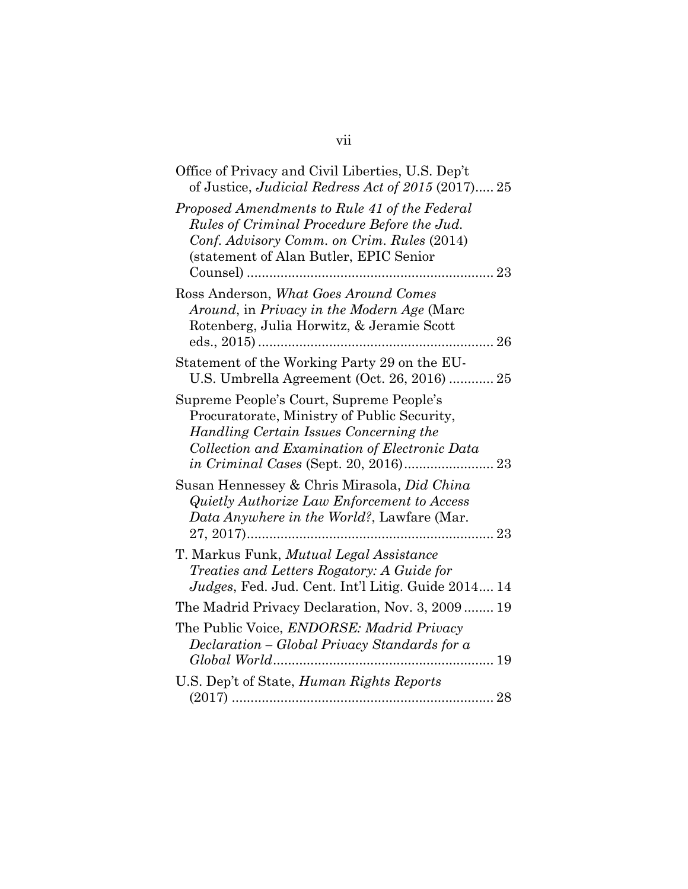Office of Privacy and Civil Liberties, U.S. Dep't of Justice, *Judicial Redress Act of 2015* (2017)..... 25

*Proposed Amendments to Rule 41 of the Federal Rules of Criminal Procedure Before the Jud. Conf. Advisory Comm. on Crim. Rules* (2014) (statement of Alan Butler, EPIC Senior Counsel) .................................................................. 23

Ross Anderson, *What Goes Around Comes Around*, in *Privacy in the Modern Age* (Marc Rotenberg, Julia Horwitz, & Jeramie Scott eds., 2015) ............................................................... 26

Statement of the Working Party 29 on the EU-U.S. Umbrella Agreement (Oct. 26, 2016) ............ 25

Supreme People's Court, Supreme People's Procuratorate, Ministry of Public Security, *Handling Certain Issues Concerning the Collection and Examination of Electronic Data in Criminal Cases* (Sept. 20, 2016)........................ 23

Susan Hennessey & Chris Mirasola, *Did China Quietly Authorize Law Enforcement to Access Data Anywhere in the World?*, Lawfare (Mar. 27, 2017)................................................................... 23

T. Markus Funk, *Mutual Legal Assistance Treaties and Letters Rogatory: A Guide for Judges*, Fed. Jud. Cent. Int'l Litig. Guide 2014.... 14

The Madrid Privacy Declaration, Nov. 3, 2009 ........ 19

The Public Voice, *ENDORSE: Madrid Privacy Declaration – Global Privacy Standards for a Global World*........................................................... 19

U.S. Dep't of State, *Human Rights Reports* (2017) ...................................................................... 28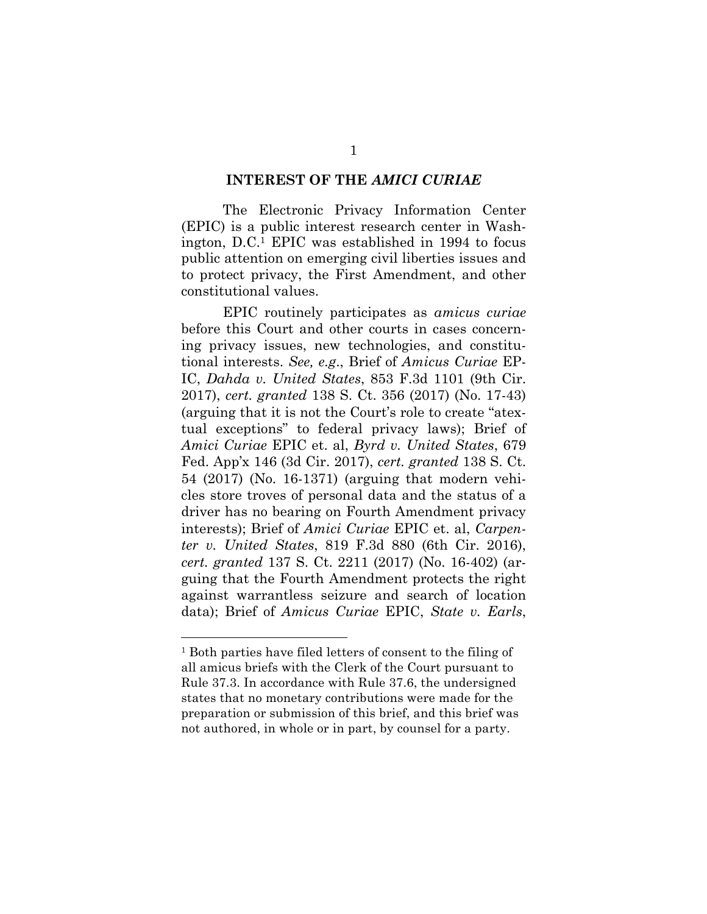## INTEREST OF THE *AMICI CURIAE*

The Electronic Privacy Information Center (EPIC) is a public interest research center in Washington, D.C.[1] EPIC was established in 1994 to focus public attention on emerging civil liberties issues and to protect privacy, the First Amendment, and other constitutional values.

EPIC routinely participates as *amicus curiae* before this Court and other courts in cases concerning privacy issues, new technologies, and constitutional interests. *See, e.g.*, Brief of *Amicus Curiae* EPIC, *Dahda v. United States*, 853 F.3d 1101 (9th Cir. 2017), *cert. granted* 138 S. Ct. 356 (2017) (No. 17-43) (arguing that it is not the Court's role to create "atextual exceptions" to federal privacy laws); Brief of *Amici Curiae* EPIC et. al, *Byrd v. United States*, 679 Fed. App'x 146 (3d Cir. 2017), *cert. granted* 138 S. Ct. 54 (2017) (No. 16-1371) (arguing that modern vehicles store troves of personal data and the status of a driver has no bearing on Fourth Amendment privacy interests); Brief of *Amici Curiae* EPIC et. al, *Carpenter v. United States*, 819 F.3d 880 (6th Cir. 2016), *cert. granted* 137 S. Ct. 2211 (2017) (No. 16-402) (arguing that the Fourth Amendment protects the right against warrantless seizure and search of location data); Brief of *Amicus Curiae* EPIC, *State v. Earls*,

---

[1] Both parties have filed letters of consent to the filing of all amicus briefs with the Clerk of the Court pursuant to Rule 37.3. In accordance with Rule 37.6, the undersigned states that no monetary contributions were made for the preparation or submission of this brief, and this brief was not authored, in whole or in part, by counsel for a party.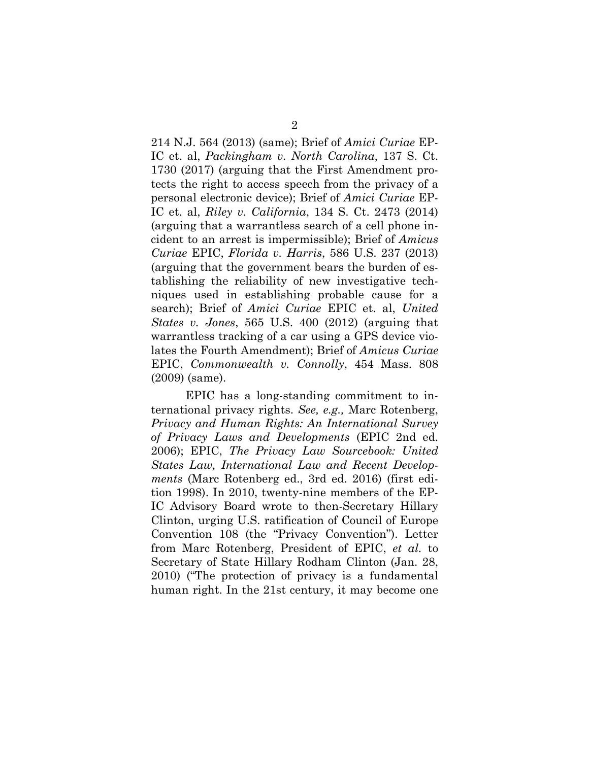214 N.J. 564 (2013) (same); Brief of *Amici Curiae* EPIC et. al, *Packingham v. North Carolina*, 137 S. Ct. 1730 (2017) (arguing that the First Amendment protects the right to access speech from the privacy of a personal electronic device); Brief of *Amici Curiae* EPIC et. al, *Riley v. California*, 134 S. Ct. 2473 (2014) (arguing that a warrantless search of a cell phone incident to an arrest is impermissible); Brief of *Amicus Curiae* EPIC, *Florida v. Harris*, 586 U.S. 237 (2013) (arguing that the government bears the burden of establishing the reliability of new investigative techniques used in establishing probable cause for a search); Brief of *Amici Curiae* EPIC et. al, *United States v. Jones*, 565 U.S. 400 (2012) (arguing that warrantless tracking of a car using a GPS device violates the Fourth Amendment); Brief of *Amicus Curiae* EPIC, *Commonwealth v. Connolly*, 454 Mass. 808 (2009) (same).

EPIC has a long-standing commitment to international privacy rights. *See, e.g.,* Marc Rotenberg, *Privacy and Human Rights: An International Survey of Privacy Laws and Developments* (EPIC 2nd ed. 2006); EPIC, *The Privacy Law Sourcebook: United States Law, International Law and Recent Developments* (Marc Rotenberg ed., 3rd ed. 2016) (first edition 1998). In 2010, twenty-nine members of the EPIC Advisory Board wrote to then-Secretary Hillary Clinton, urging U.S. ratification of Council of Europe Convention 108 (the "Privacy Convention"). Letter from Marc Rotenberg, President of EPIC, *et al.* to Secretary of State Hillary Rodham Clinton (Jan. 28, 2010) ("The protection of privacy is a fundamental human right. In the 21st century, it may become one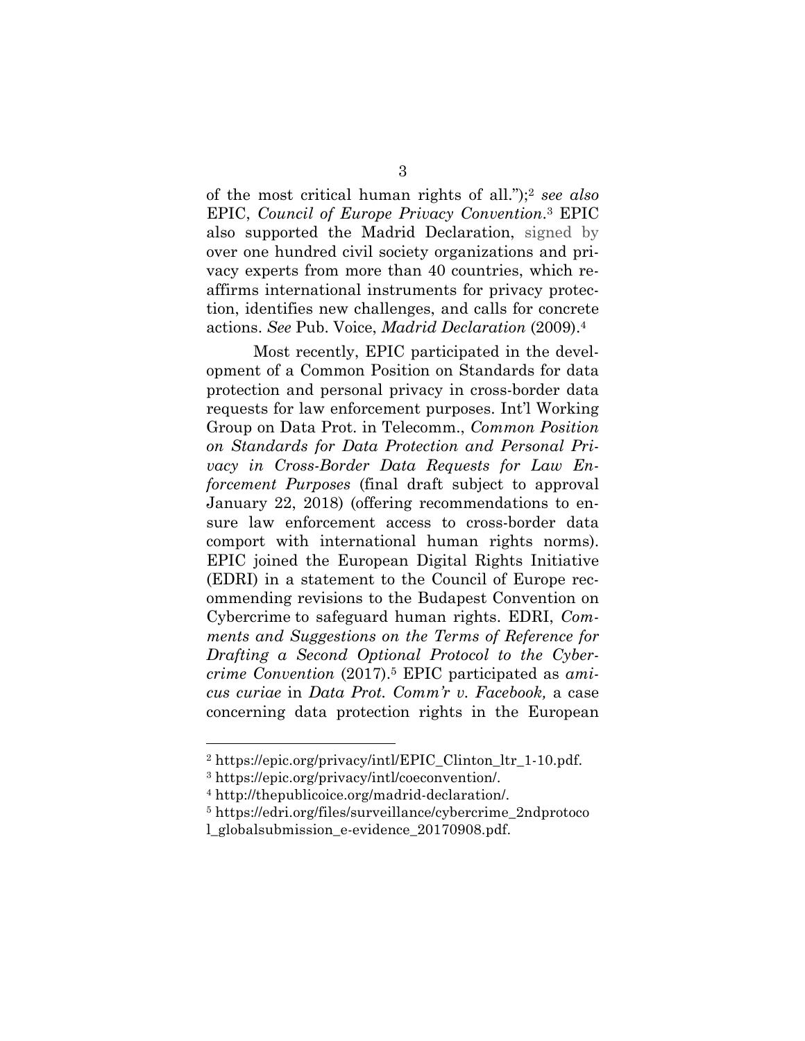of the most critical human rights of all.");[2] *see also* EPIC, *Council of Europe Privacy Convention*.[3] EPIC also supported the Madrid Declaration, signed by over one hundred civil society organizations and privacy experts from more than 40 countries, which reaffirms international instruments for privacy protection, identifies new challenges, and calls for concrete actions. *See* Pub. Voice, *Madrid Declaration* (2009).[4]

Most recently, EPIC participated in the development of a Common Position on Standards for data protection and personal privacy in cross-border data requests for law enforcement purposes. Int'l Working Group on Data Prot. in Telecomm., *Common Position on Standards for Data Protection and Personal Privacy in Cross-Border Data Requests for Law Enforcement Purposes* (final draft subject to approval January 22, 2018) (offering recommendations to ensure law enforcement access to cross-border data comport with international human rights norms). EPIC joined the European Digital Rights Initiative (EDRI) in a statement to the Council of Europe recommending revisions to the Budapest Convention on Cybercrime to safeguard human rights. EDRI, *Comments and Suggestions on the Terms of Reference for Drafting a Second Optional Protocol to the Cybercrime Convention* (2017).[5] EPIC participated as *amicus curiae* in *Data Prot. Comm'r v. Facebook,* a case concerning data protection rights in the European

---

[2] https://epic.org/privacy/intl/EPIC_Clinton_ltr_1-10.pdf.

[3] https://epic.org/privacy/intl/coeconvention/.

[4] http://thepublicoice.org/madrid-declaration/.

[5] https://edri.org/files/surveillance/cybercrime_2ndprotocol_globalsubmission_e-evidence_20170908.pdf.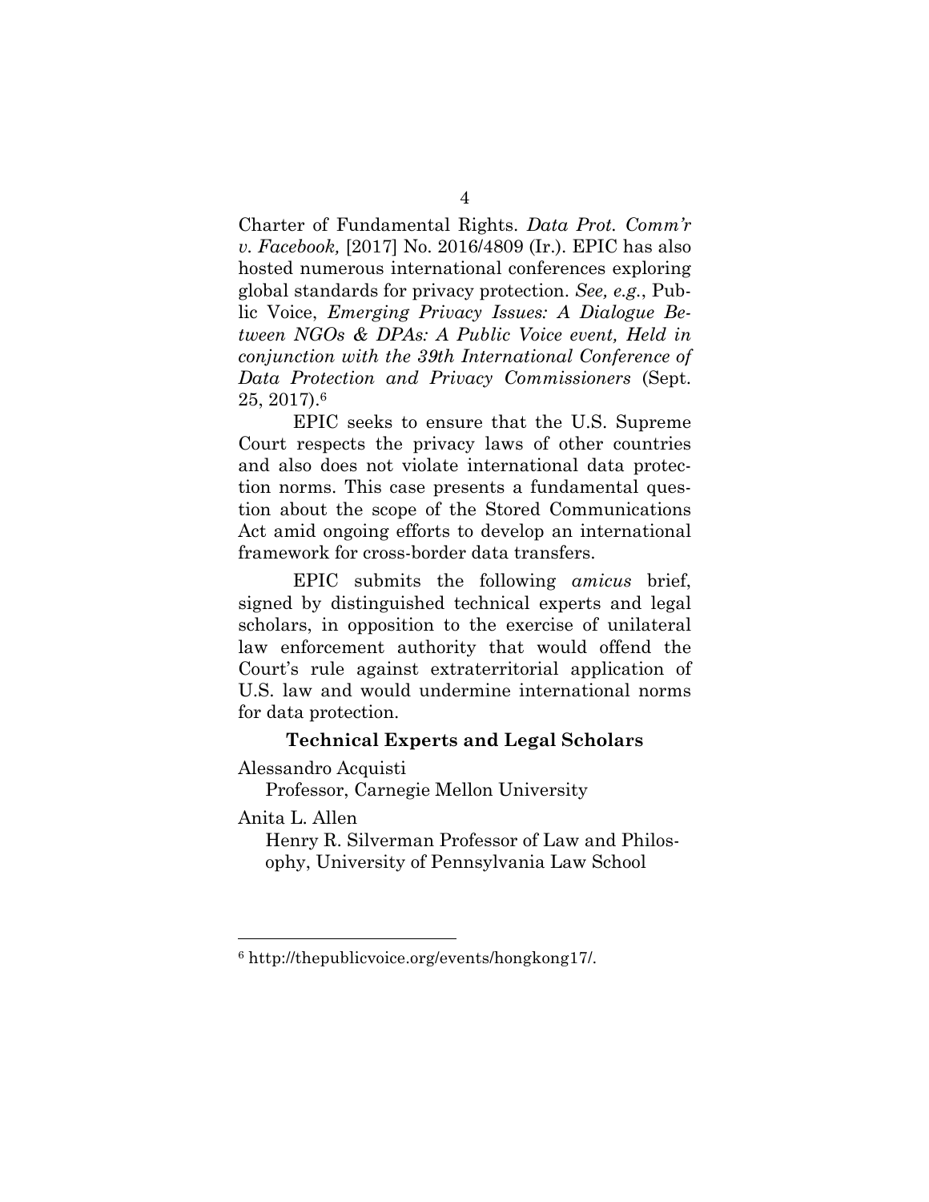Charter of Fundamental Rights. *Data Prot. Comm'r v. Facebook,* [2017] No. 2016/4809 (Ir.). EPIC has also hosted numerous international conferences exploring global standards for privacy protection. *See, e.g.*, Public Voice, *Emerging Privacy Issues: A Dialogue Between NGOs & DPAs: A Public Voice event, Held in conjunction with the 39th International Conference of Data Protection and Privacy Commissioners* (Sept. 25, 2017).[6]

EPIC seeks to ensure that the U.S. Supreme Court respects the privacy laws of other countries and also does not violate international data protection norms. This case presents a fundamental question about the scope of the Stored Communications Act amid ongoing efforts to develop an international framework for cross-border data transfers.

EPIC submits the following *amicus* brief, signed by distinguished technical experts and legal scholars, in opposition to the exercise of unilateral law enforcement authority that would offend the Court's rule against extraterritorial application of U.S. law and would undermine international norms for data protection.

**Technical Experts and Legal Scholars**

Alessandro Acquisti
Professor, Carnegie Mellon University

Anita L. Allen
Henry R. Silverman Professor of Law and Philosophy, University of Pennsylvania Law School

---

[6] http://thepublicvoice.org/events/hongkong17/.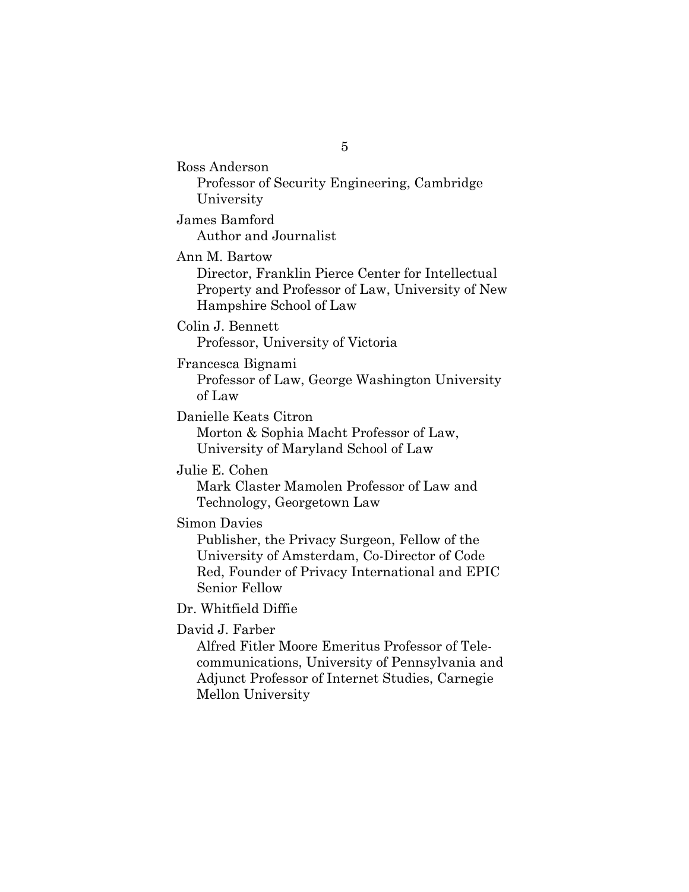Ross Anderson
Professor of Security Engineering, Cambridge University

James Bamford
Author and Journalist

Ann M. Bartow
Director, Franklin Pierce Center for Intellectual Property and Professor of Law, University of New Hampshire School of Law

Colin J. Bennett
Professor, University of Victoria

Francesca Bignami
Professor of Law, George Washington University of Law

Danielle Keats Citron
Morton & Sophia Macht Professor of Law, University of Maryland School of Law

Julie E. Cohen
Mark Claster Mamolen Professor of Law and Technology, Georgetown Law

Simon Davies
Publisher, the Privacy Surgeon, Fellow of the University of Amsterdam, Co-Director of Code Red, Founder of Privacy International and EPIC Senior Fellow

Dr. Whitfield Diffie

David J. Farber
Alfred Fitler Moore Emeritus Professor of Telecommunications, University of Pennsylvania and Adjunct Professor of Internet Studies, Carnegie Mellon University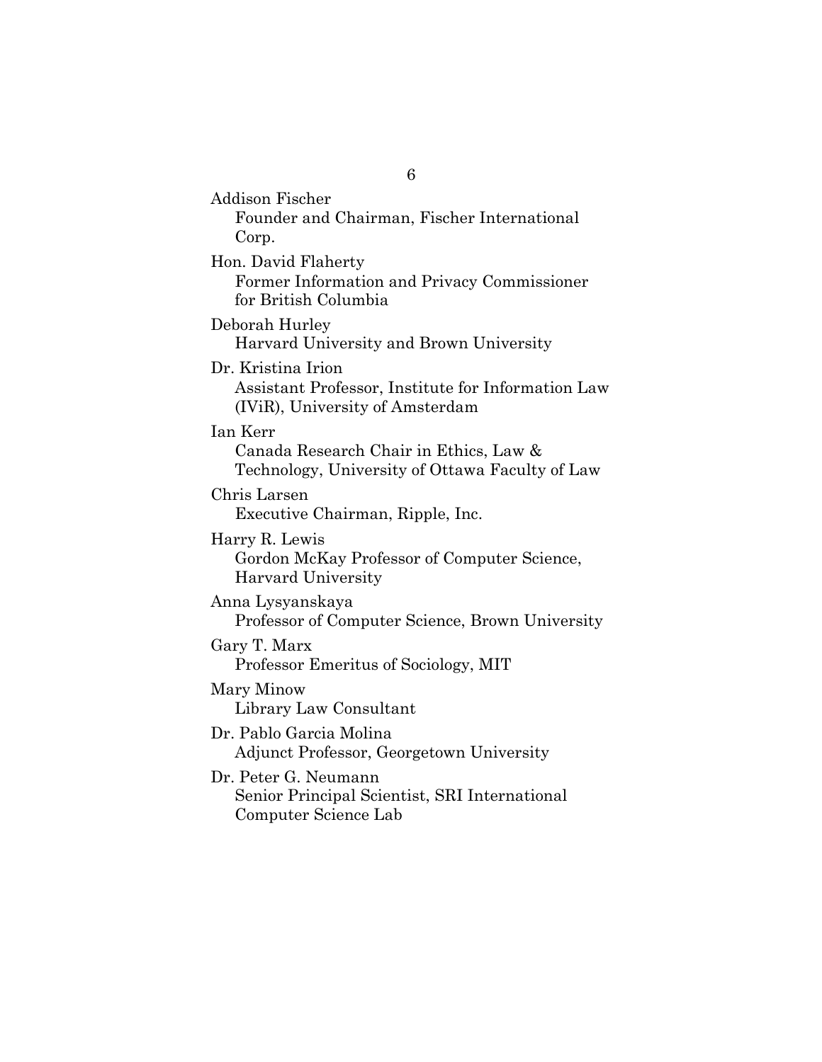Addison Fischer
  Founder and Chairman, Fischer International Corp.

Hon. David Flaherty
  Former Information and Privacy Commissioner for British Columbia

Deborah Hurley
  Harvard University and Brown University

Dr. Kristina Irion
  Assistant Professor, Institute for Information Law (IViR), University of Amsterdam

Ian Kerr
  Canada Research Chair in Ethics, Law & Technology, University of Ottawa Faculty of Law

Chris Larsen
  Executive Chairman, Ripple, Inc.

Harry R. Lewis
  Gordon McKay Professor of Computer Science, Harvard University

Anna Lysyanskaya
  Professor of Computer Science, Brown University

Gary T. Marx
  Professor Emeritus of Sociology, MIT

Mary Minow
  Library Law Consultant

Dr. Pablo Garcia Molina
  Adjunct Professor, Georgetown University

Dr. Peter G. Neumann
  Senior Principal Scientist, SRI International Computer Science Lab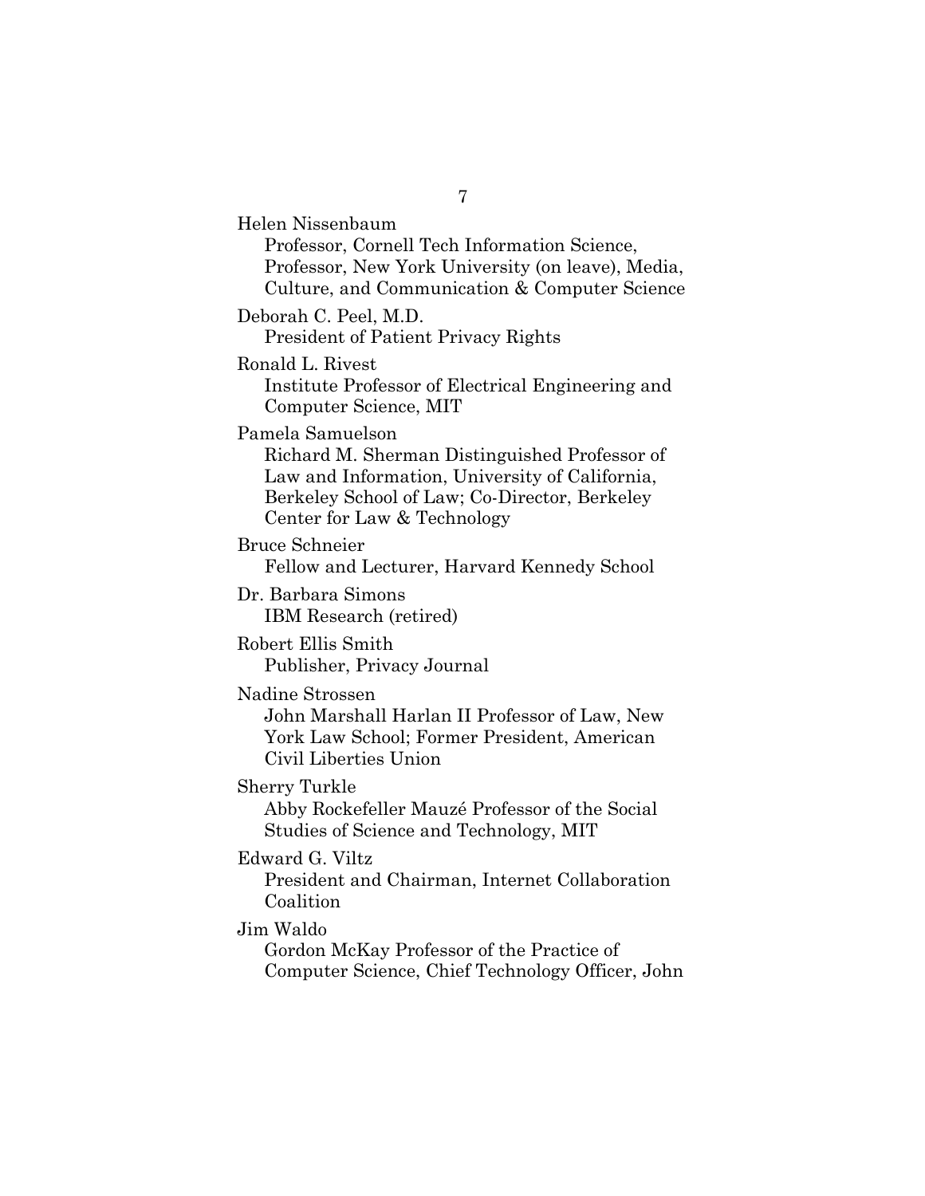Helen Nissenbaum
Professor, Cornell Tech Information Science, Professor, New York University (on leave), Media, Culture, and Communication & Computer Science

Deborah C. Peel, M.D.
President of Patient Privacy Rights

Ronald L. Rivest
Institute Professor of Electrical Engineering and Computer Science, MIT

Pamela Samuelson
Richard M. Sherman Distinguished Professor of Law and Information, University of California, Berkeley School of Law; Co-Director, Berkeley Center for Law & Technology

Bruce Schneier
Fellow and Lecturer, Harvard Kennedy School

Dr. Barbara Simons
IBM Research (retired)

Robert Ellis Smith
Publisher, Privacy Journal

Nadine Strossen
John Marshall Harlan II Professor of Law, New York Law School; Former President, American Civil Liberties Union

Sherry Turkle
Abby Rockefeller Mauzé Professor of the Social Studies of Science and Technology, MIT

Edward G. Viltz
President and Chairman, Internet Collaboration Coalition

Jim Waldo
Gordon McKay Professor of the Practice of Computer Science, Chief Technology Officer, John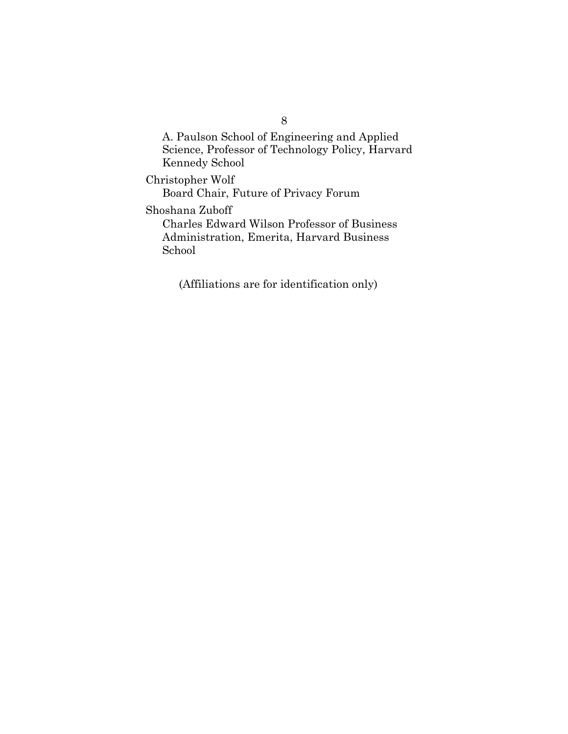A. Paulson School of Engineering and Applied Science, Professor of Technology Policy, Harvard Kennedy School

Christopher Wolf
Board Chair, Future of Privacy Forum

Shoshana Zuboff
Charles Edward Wilson Professor of Business Administration, Emerita, Harvard Business School

(Affiliations are for identification only)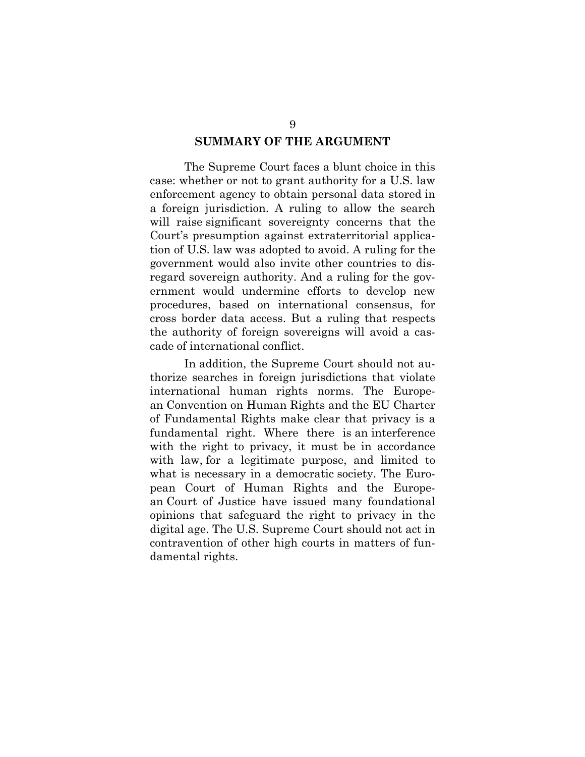## SUMMARY OF THE ARGUMENT

The Supreme Court faces a blunt choice in this case: whether or not to grant authority for a U.S. law enforcement agency to obtain personal data stored in a foreign jurisdiction. A ruling to allow the search will raise significant sovereignty concerns that the Court's presumption against extraterritorial application of U.S. law was adopted to avoid. A ruling for the government would also invite other countries to disregard sovereign authority. And a ruling for the government would undermine efforts to develop new procedures, based on international consensus, for cross border data access. But a ruling that respects the authority of foreign sovereigns will avoid a cascade of international conflict.

In addition, the Supreme Court should not authorize searches in foreign jurisdictions that violate international human rights norms. The European Convention on Human Rights and the EU Charter of Fundamental Rights make clear that privacy is a fundamental right. Where there is an interference with the right to privacy, it must be in accordance with law, for a legitimate purpose, and limited to what is necessary in a democratic society. The European Court of Human Rights and the European Court of Justice have issued many foundational opinions that safeguard the right to privacy in the digital age. The U.S. Supreme Court should not act in contravention of other high courts in matters of fundamental rights.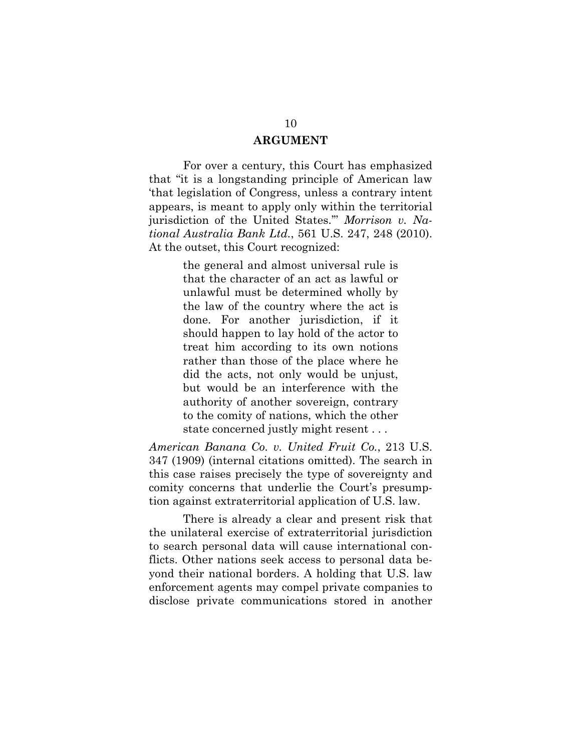## ARGUMENT

For over a century, this Court has emphasized that "it is a longstanding principle of American law 'that legislation of Congress, unless a contrary intent appears, is meant to apply only within the territorial jurisdiction of the United States.'" *Morrison v. National Australia Bank Ltd.*, 561 U.S. 247, 248 (2010). At the outset, this Court recognized:

> the general and almost universal rule is that the character of an act as lawful or unlawful must be determined wholly by the law of the country where the act is done. For another jurisdiction, if it should happen to lay hold of the actor to treat him according to its own notions rather than those of the place where he did the acts, not only would be unjust, but would be an interference with the authority of another sovereign, contrary to the comity of nations, which the other state concerned justly might resent . . .

*American Banana Co. v. United Fruit Co.*, 213 U.S. 347 (1909) (internal citations omitted). The search in this case raises precisely the type of sovereignty and comity concerns that underlie the Court's presumption against extraterritorial application of U.S. law.

There is already a clear and present risk that the unilateral exercise of extraterritorial jurisdiction to search personal data will cause international conflicts. Other nations seek access to personal data beyond their national borders. A holding that U.S. law enforcement agents may compel private companies to disclose private communications stored in another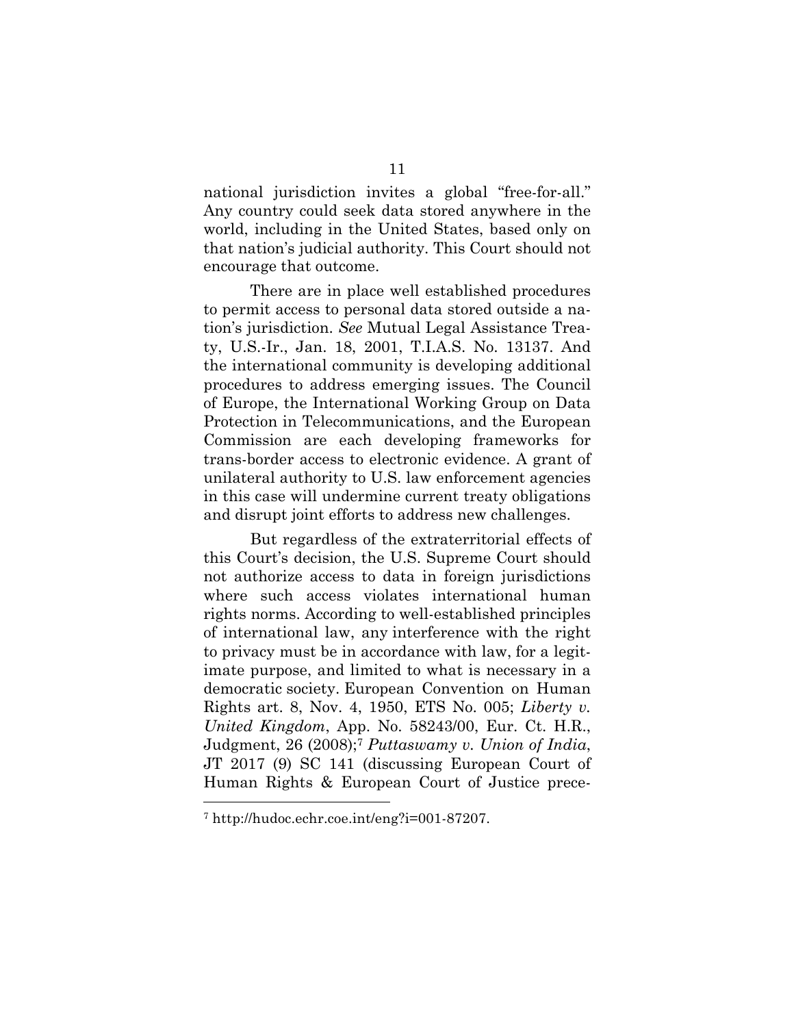national jurisdiction invites a global "free-for-all." Any country could seek data stored anywhere in the world, including in the United States, based only on that nation's judicial authority. This Court should not encourage that outcome.

There are in place well established procedures to permit access to personal data stored outside a nation's jurisdiction. *See* Mutual Legal Assistance Treaty, U.S.-Ir., Jan. 18, 2001, T.I.A.S. No. 13137. And the international community is developing additional procedures to address emerging issues. The Council of Europe, the International Working Group on Data Protection in Telecommunications, and the European Commission are each developing frameworks for trans-border access to electronic evidence. A grant of unilateral authority to U.S. law enforcement agencies in this case will undermine current treaty obligations and disrupt joint efforts to address new challenges.

But regardless of the extraterritorial effects of this Court's decision, the U.S. Supreme Court should not authorize access to data in foreign jurisdictions where such access violates international human rights norms. According to well-established principles of international law, any interference with the right to privacy must be in accordance with law, for a legitimate purpose, and limited to what is necessary in a democratic society. European Convention on Human Rights art. 8, Nov. 4, 1950, ETS No. 005; *Liberty v. United Kingdom*, App. No. 58243/00, Eur. Ct. H.R., Judgment, 26 (2008);[7] *Puttaswamy v. Union of India*, JT 2017 (9) SC 141 (discussing European Court of Human Rights & European Court of Justice prece-

[7] http://hudoc.echr.coe.int/eng?i=001-87207.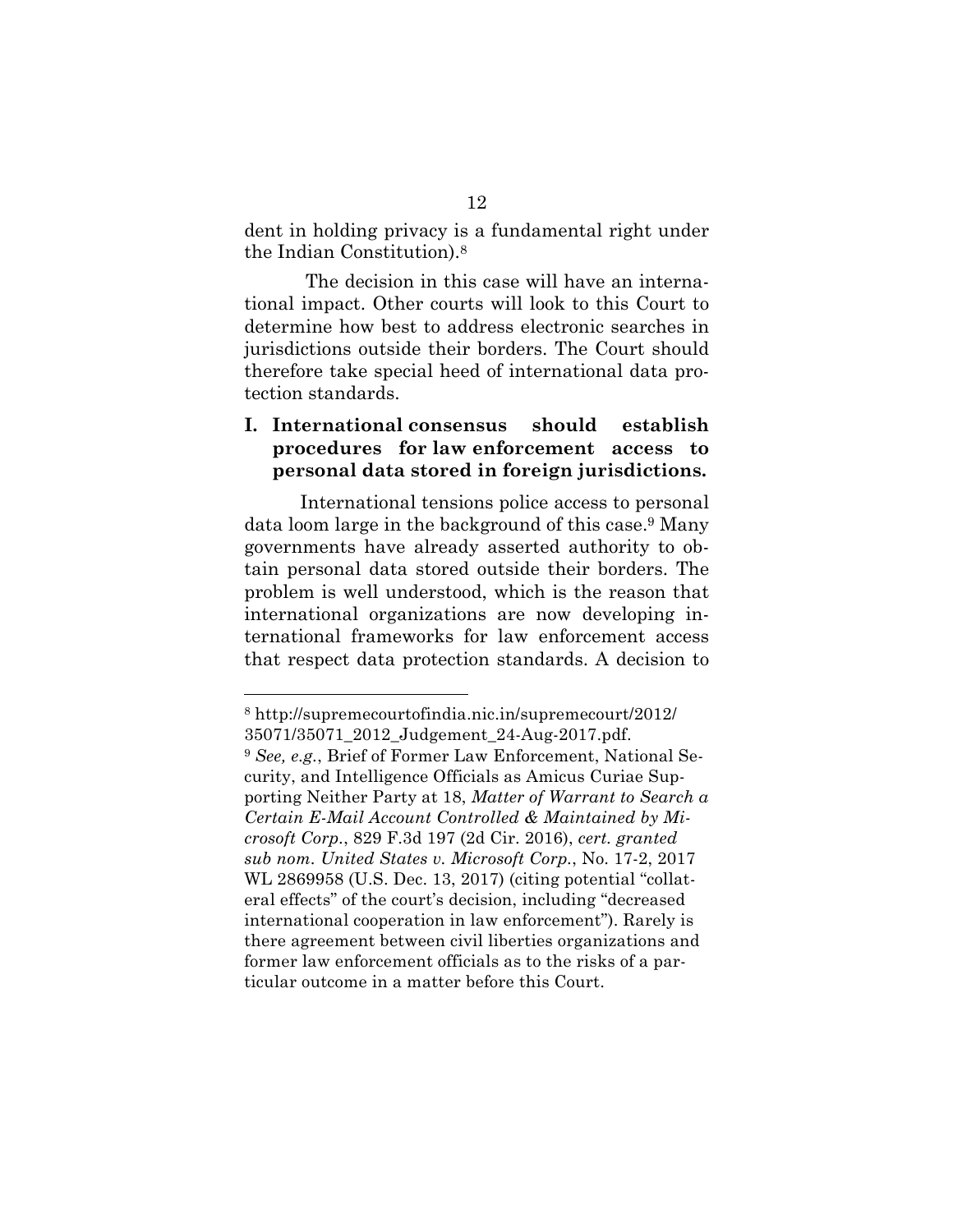dent in holding privacy is a fundamental right under the Indian Constitution).[8]

The decision in this case will have an international impact. Other courts will look to this Court to determine how best to address electronic searches in jurisdictions outside their borders. The Court should therefore take special heed of international data protection standards.

## I. International consensus should establish procedures for law enforcement access to personal data stored in foreign jurisdictions.

International tensions police access to personal data loom large in the background of this case.[9] Many governments have already asserted authority to obtain personal data stored outside their borders. The problem is well understood, which is the reason that international organizations are now developing international frameworks for law enforcement access that respect data protection standards. A decision to

---

[8] http://supremecourtofindia.nic.in/supremecourt/2012/35071/35071_2012_Judgement_24-Aug-2017.pdf.

[9] *See, e.g.*, Brief of Former Law Enforcement, National Security, and Intelligence Officials as Amicus Curiae Supporting Neither Party at 18, *Matter of Warrant to Search a Certain E-Mail Account Controlled & Maintained by Microsoft Corp.*, 829 F.3d 197 (2d Cir. 2016), *cert. granted sub nom. United States v. Microsoft Corp.*, No. 17-2, 2017 WL 2869958 (U.S. Dec. 13, 2017) (citing potential "collateral effects" of the court's decision, including "decreased international cooperation in law enforcement"). Rarely is there agreement between civil liberties organizations and former law enforcement officials as to the risks of a particular outcome in a matter before this Court.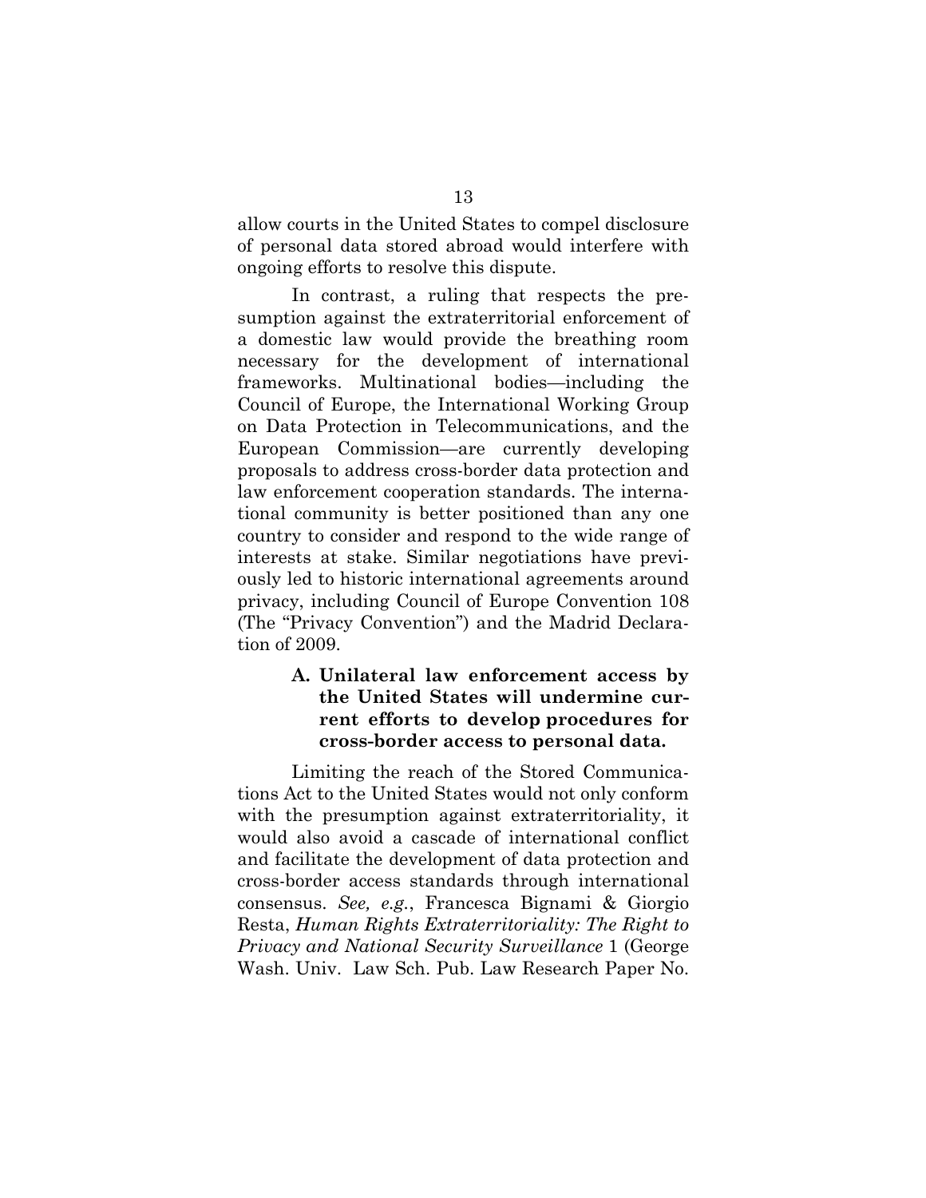allow courts in the United States to compel disclosure of personal data stored abroad would interfere with ongoing efforts to resolve this dispute.

In contrast, a ruling that respects the presumption against the extraterritorial enforcement of a domestic law would provide the breathing room necessary for the development of international frameworks. Multinational bodies—including the Council of Europe, the International Working Group on Data Protection in Telecommunications, and the European Commission—are currently developing proposals to address cross-border data protection and law enforcement cooperation standards. The international community is better positioned than any one country to consider and respond to the wide range of interests at stake. Similar negotiations have previously led to historic international agreements around privacy, including Council of Europe Convention 108 (The "Privacy Convention") and the Madrid Declaration of 2009.

### A. Unilateral law enforcement access by the United States will undermine current efforts to develop procedures for cross-border access to personal data.

Limiting the reach of the Stored Communications Act to the United States would not only conform with the presumption against extraterritoriality, it would also avoid a cascade of international conflict and facilitate the development of data protection and cross-border access standards through international consensus. *See, e.g.*, Francesca Bignami & Giorgio Resta, *Human Rights Extraterritoriality: The Right to Privacy and National Security Surveillance* 1 (George Wash. Univ. Law Sch. Pub. Law Research Paper No.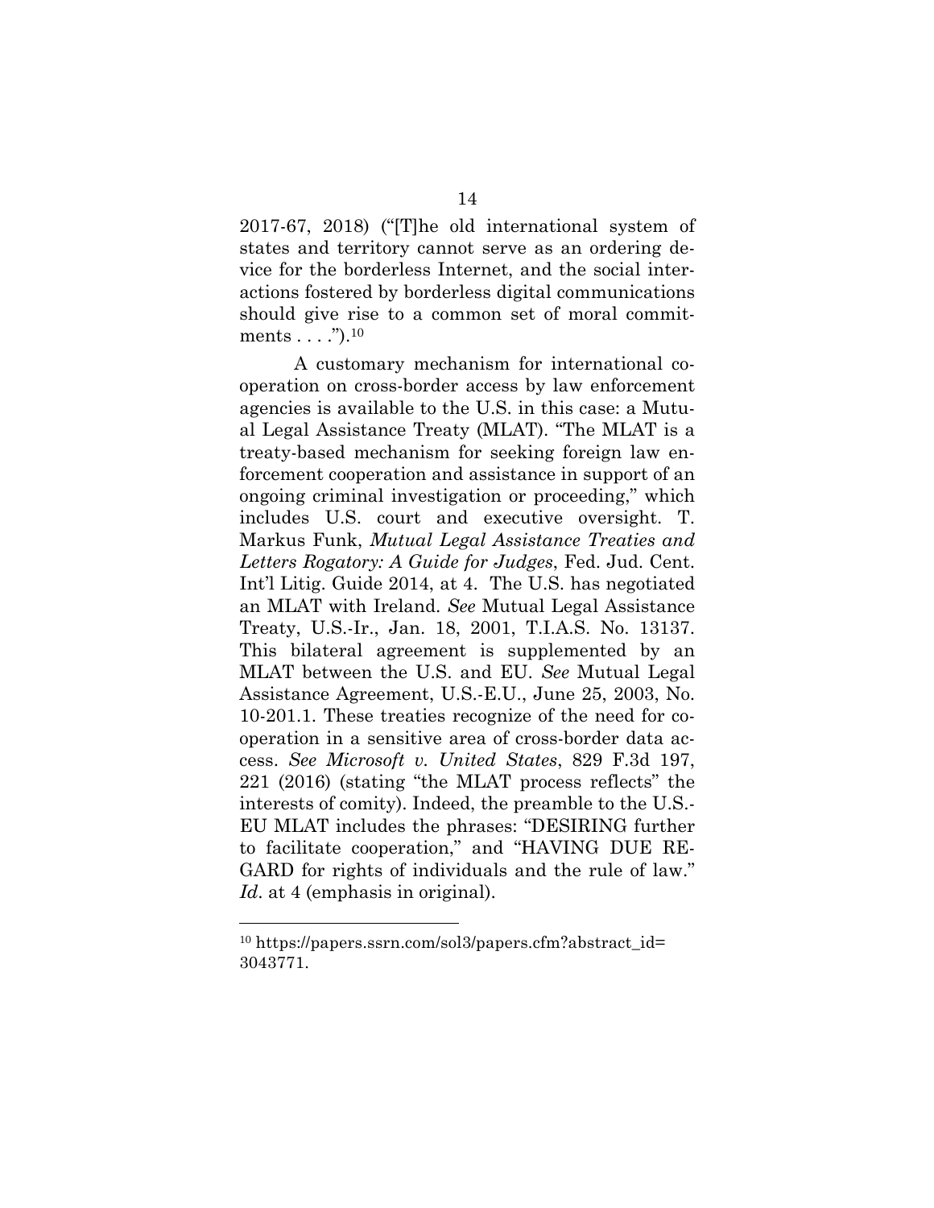2017-67, 2018) ("[T]he old international system of states and territory cannot serve as an ordering device for the borderless Internet, and the social interactions fostered by borderless digital communications should give rise to a common set of moral commitments . . . .").[10]

A customary mechanism for international cooperation on cross-border access by law enforcement agencies is available to the U.S. in this case: a Mutual Legal Assistance Treaty (MLAT). "The MLAT is a treaty-based mechanism for seeking foreign law enforcement cooperation and assistance in support of an ongoing criminal investigation or proceeding," which includes U.S. court and executive oversight. T. Markus Funk, *Mutual Legal Assistance Treaties and Letters Rogatory: A Guide for Judges*, Fed. Jud. Cent. Int'l Litig. Guide 2014, at 4. The U.S. has negotiated an MLAT with Ireland. *See* Mutual Legal Assistance Treaty, U.S.-Ir., Jan. 18, 2001, T.I.A.S. No. 13137. This bilateral agreement is supplemented by an MLAT between the U.S. and EU. *See* Mutual Legal Assistance Agreement, U.S.-E.U., June 25, 2003, No. 10-201.1. These treaties recognize of the need for cooperation in a sensitive area of cross-border data access. *See Microsoft v. United States*, 829 F.3d 197, 221 (2016) (stating "the MLAT process reflects" the interests of comity). Indeed, the preamble to the U.S.-EU MLAT includes the phrases: "DESIRING further to facilitate cooperation," and "HAVING DUE REGARD for rights of individuals and the rule of law." *Id*. at 4 (emphasis in original).

---

[10] https://papers.ssrn.com/sol3/papers.cfm?abstract_id=3043771.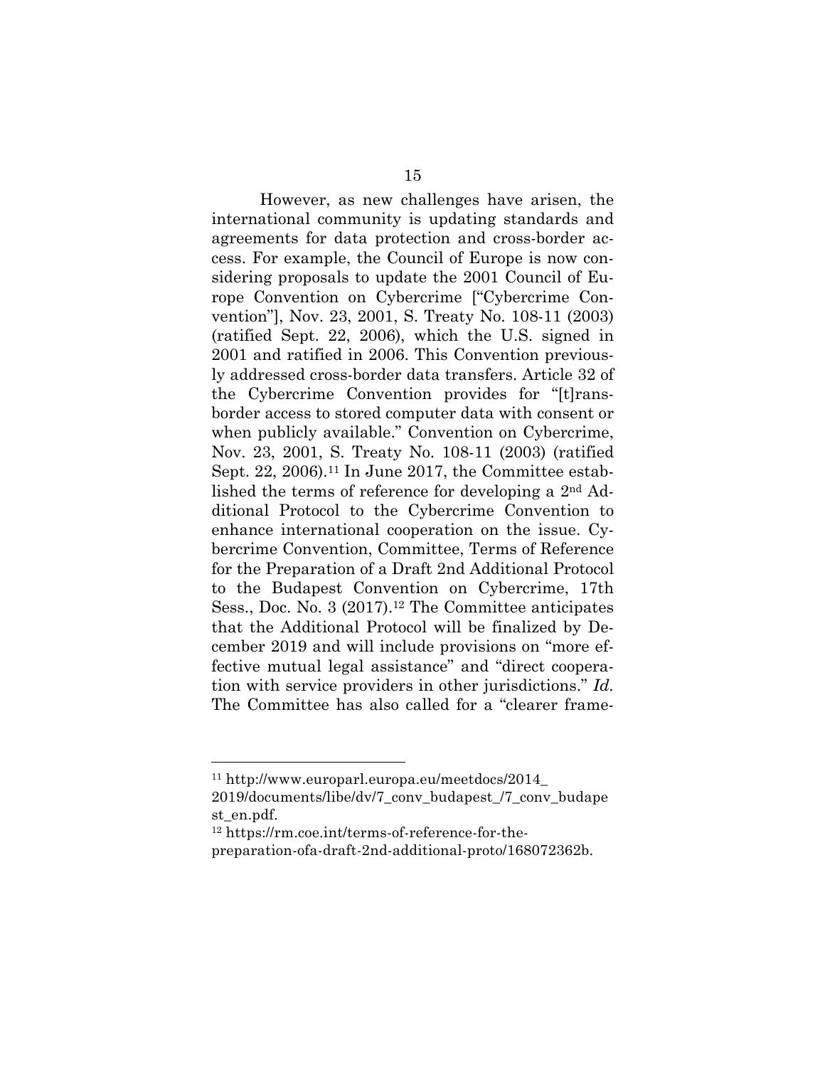However, as new challenges have arisen, the international community is updating standards and agreements for data protection and cross-border access. For example, the Council of Europe is now considering proposals to update the 2001 Council of Europe Convention on Cybercrime ["Cybercrime Convention"], Nov. 23, 2001, S. Treaty No. 108-11 (2003) (ratified Sept. 22, 2006), which the U.S. signed in 2001 and ratified in 2006. This Convention previously addressed cross-border data transfers. Article 32 of the Cybercrime Convention provides for "[t]ransborder access to stored computer data with consent or when publicly available." Convention on Cybercrime, Nov. 23, 2001, S. Treaty No. 108-11 (2003) (ratified Sept. 22, 2006).[11] In June 2017, the Committee established the terms of reference for developing a 2nd Additional Protocol to the Cybercrime Convention to enhance international cooperation on the issue. Cybercrime Convention, Committee, Terms of Reference for the Preparation of a Draft 2nd Additional Protocol to the Budapest Convention on Cybercrime, 17th Sess., Doc. No. 3 (2017).[12] The Committee anticipates that the Additional Protocol will be finalized by December 2019 and will include provisions on "more effective mutual legal assistance" and "direct cooperation with service providers in other jurisdictions." *Id.* The Committee has also called for a "clearer frame-

---

[11] http://www.europarl.europa.eu/meetdocs/2014_2019/documents/libe/dv/7_conv_budapest_/7_conv_budapest_en.pdf.

[12] https://rm.coe.int/terms-of-reference-for-the-preparation-ofa-draft-2nd-additional-proto/168072362b.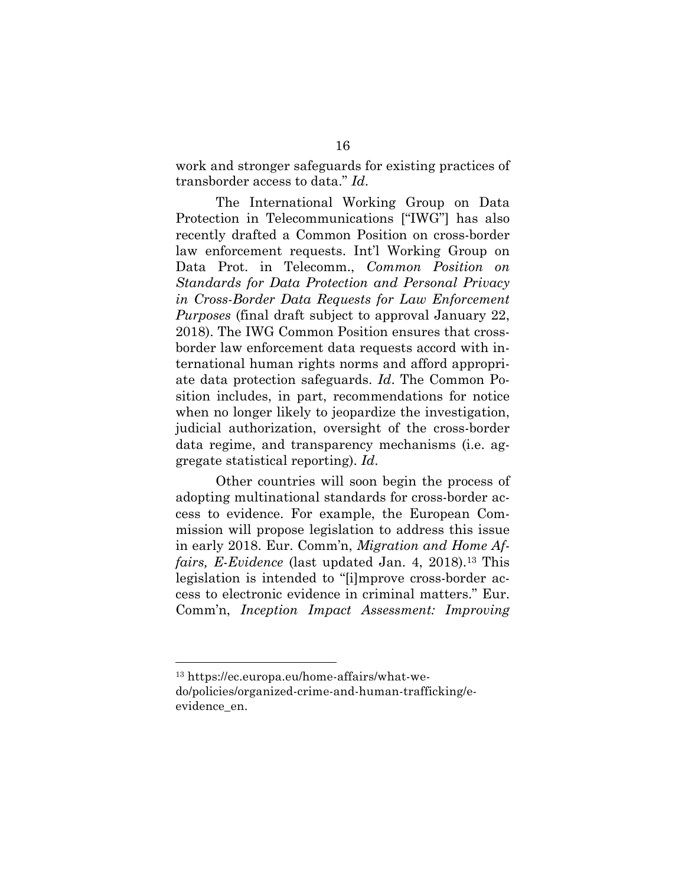work and stronger safeguards for existing practices of transborder access to data." *Id*.

The International Working Group on Data Protection in Telecommunications ["IWG"] has also recently drafted a Common Position on cross-border law enforcement requests. Int'l Working Group on Data Prot. in Telecomm., *Common Position on Standards for Data Protection and Personal Privacy in Cross-Border Data Requests for Law Enforcement Purposes* (final draft subject to approval January 22, 2018). The IWG Common Position ensures that cross-border law enforcement data requests accord with international human rights norms and afford appropriate data protection safeguards. *Id*. The Common Position includes, in part, recommendations for notice when no longer likely to jeopardize the investigation, judicial authorization, oversight of the cross-border data regime, and transparency mechanisms (i.e. aggregate statistical reporting). *Id*.

Other countries will soon begin the process of adopting multinational standards for cross-border access to evidence. For example, the European Commission will propose legislation to address this issue in early 2018. Eur. Comm'n, *Migration and Home Affairs, E-Evidence* (last updated Jan. 4, 2018).[13] This legislation is intended to "[i]mprove cross-border access to electronic evidence in criminal matters." Eur. Comm'n, *Inception Impact Assessment: Improving*

---

[13] https://ec.europa.eu/home-affairs/what-we-do/policies/organized-crime-and-human-trafficking/e-evidence_en.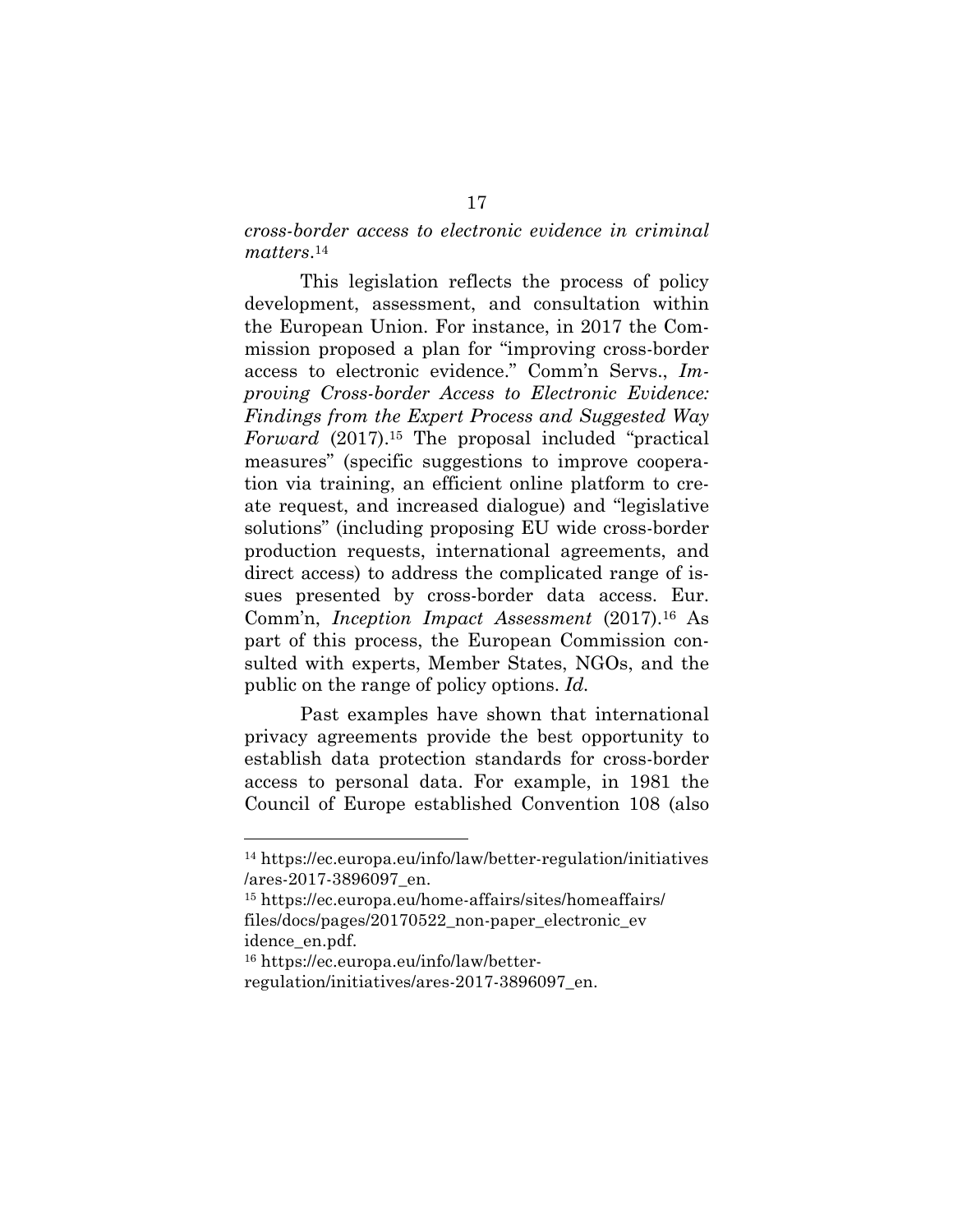*cross-border access to electronic evidence in criminal matters*.[14]

This legislation reflects the process of policy development, assessment, and consultation within the European Union. For instance, in 2017 the Commission proposed a plan for "improving cross-border access to electronic evidence." Comm'n Servs., *Improving Cross-border Access to Electronic Evidence: Findings from the Expert Process and Suggested Way Forward* (2017).[15] The proposal included "practical measures" (specific suggestions to improve cooperation via training, an efficient online platform to create request, and increased dialogue) and "legislative solutions" (including proposing EU wide cross-border production requests, international agreements, and direct access) to address the complicated range of issues presented by cross-border data access. Eur. Comm'n, *Inception Impact Assessment* (2017).[16] As part of this process, the European Commission consulted with experts, Member States, NGOs, and the public on the range of policy options. *Id.*

Past examples have shown that international privacy agreements provide the best opportunity to establish data protection standards for cross-border access to personal data. For example, in 1981 the Council of Europe established Convention 108 (also

---

[14] https://ec.europa.eu/info/law/better-regulation/initiatives/ares-2017-3896097_en.

[15] https://ec.europa.eu/home-affairs/sites/homeaffairs/files/docs/pages/20170522_non-paper_electronic_evidence_en.pdf.

[16] https://ec.europa.eu/info/law/better-regulation/initiatives/ares-2017-3896097_en.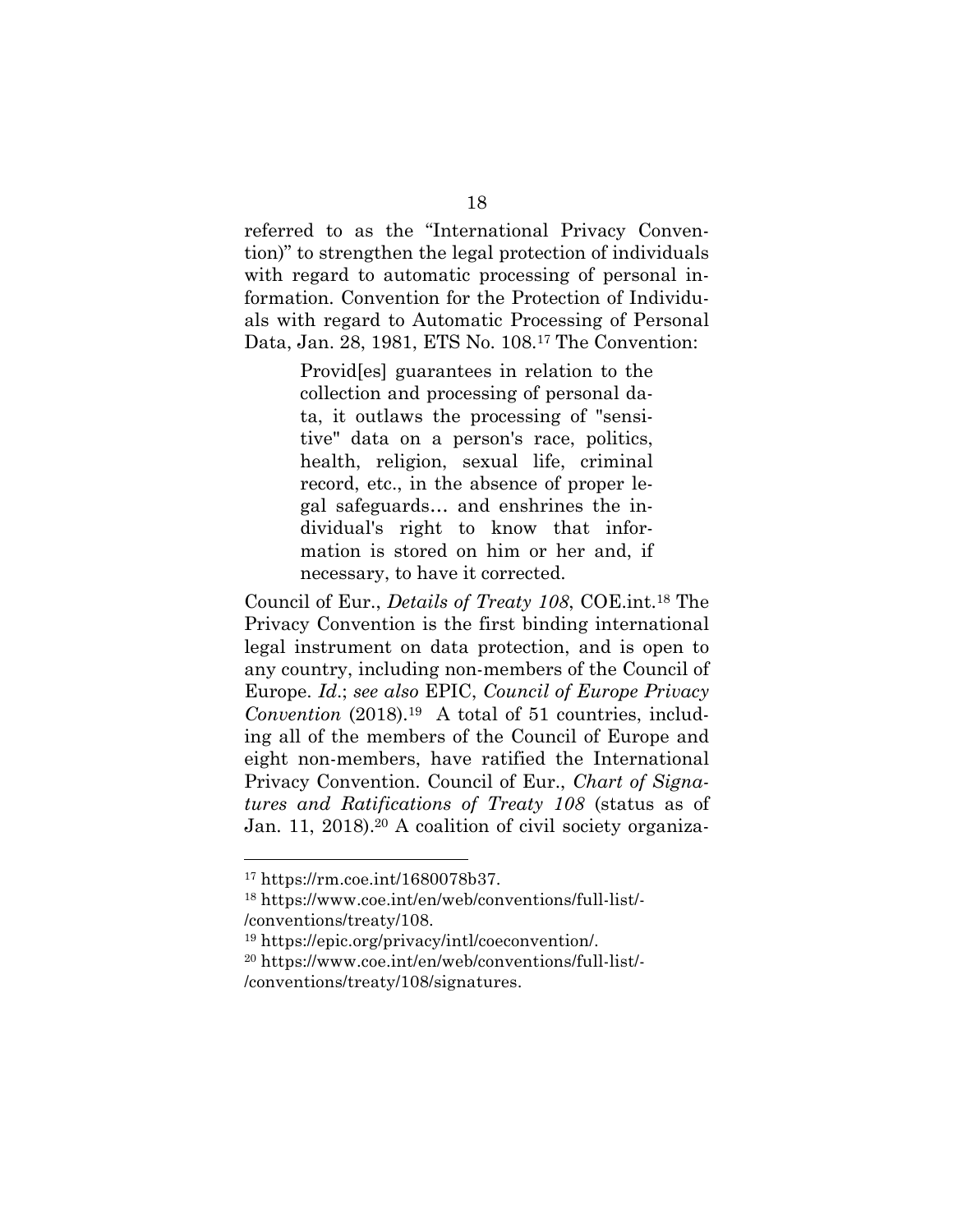referred to as the "International Privacy Convention)" to strengthen the legal protection of individuals with regard to automatic processing of personal information. Convention for the Protection of Individuals with regard to Automatic Processing of Personal Data, Jan. 28, 1981, ETS No. 108.[17] The Convention:

> Provid[es] guarantees in relation to the collection and processing of personal data, it outlaws the processing of "sensitive" data on a person's race, politics, health, religion, sexual life, criminal record, etc., in the absence of proper legal safeguards… and enshrines the individual's right to know that information is stored on him or her and, if necessary, to have it corrected.

Council of Eur., *Details of Treaty 108*, COE.int.[18] The Privacy Convention is the first binding international legal instrument on data protection, and is open to any country, including non-members of the Council of Europe. *Id.*; *see also* EPIC, *Council of Europe Privacy Convention* (2018).[19] A total of 51 countries, including all of the members of the Council of Europe and eight non-members, have ratified the International Privacy Convention. Council of Eur., *Chart of Signatures and Ratifications of Treaty 108* (status as of Jan. 11, 2018).[20] A coalition of civil society organiza-

---

[17] https://rm.coe.int/1680078b37.

[18] https://www.coe.int/en/web/conventions/full-list/-/conventions/treaty/108.

[19] https://epic.org/privacy/intl/coeconvention/.

[20] https://www.coe.int/en/web/conventions/full-list/-/conventions/treaty/108/signatures.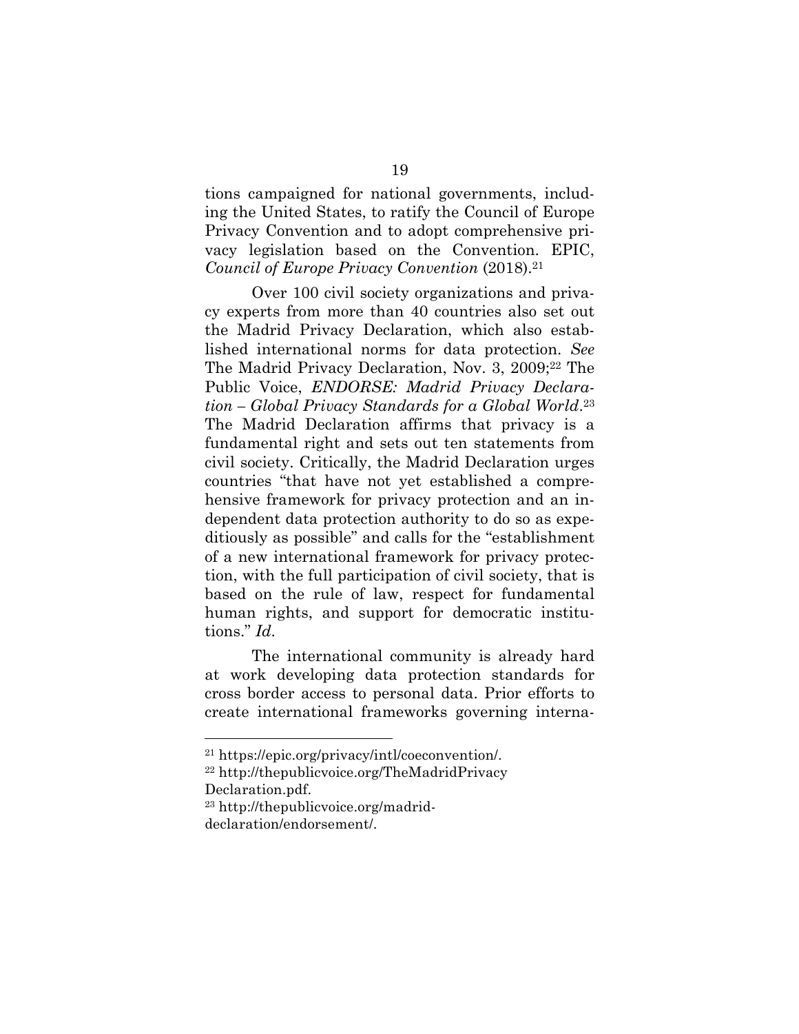tions campaigned for national governments, including the United States, to ratify the Council of Europe Privacy Convention and to adopt comprehensive privacy legislation based on the Convention. EPIC, *Council of Europe Privacy Convention* (2018).[21]

Over 100 civil society organizations and privacy experts from more than 40 countries also set out the Madrid Privacy Declaration, which also established international norms for data protection. *See* The Madrid Privacy Declaration, Nov. 3, 2009;[22] The Public Voice, *ENDORSE: Madrid Privacy Declaration – Global Privacy Standards for a Global World*.[23] The Madrid Declaration affirms that privacy is a fundamental right and sets out ten statements from civil society. Critically, the Madrid Declaration urges countries "that have not yet established a comprehensive framework for privacy protection and an independent data protection authority to do so as expeditiously as possible" and calls for the "establishment of a new international framework for privacy protection, with the full participation of civil society, that is based on the rule of law, respect for fundamental human rights, and support for democratic institutions." *Id*.

The international community is already hard at work developing data protection standards for cross border access to personal data. Prior efforts to create international frameworks governing interna-

---

[21] https://epic.org/privacy/intl/coeconvention/.

[22] http://thepublicvoice.org/TheMadridPrivacyDeclaration.pdf.

[23] http://thepublicvoice.org/madrid-declaration/endorsement/.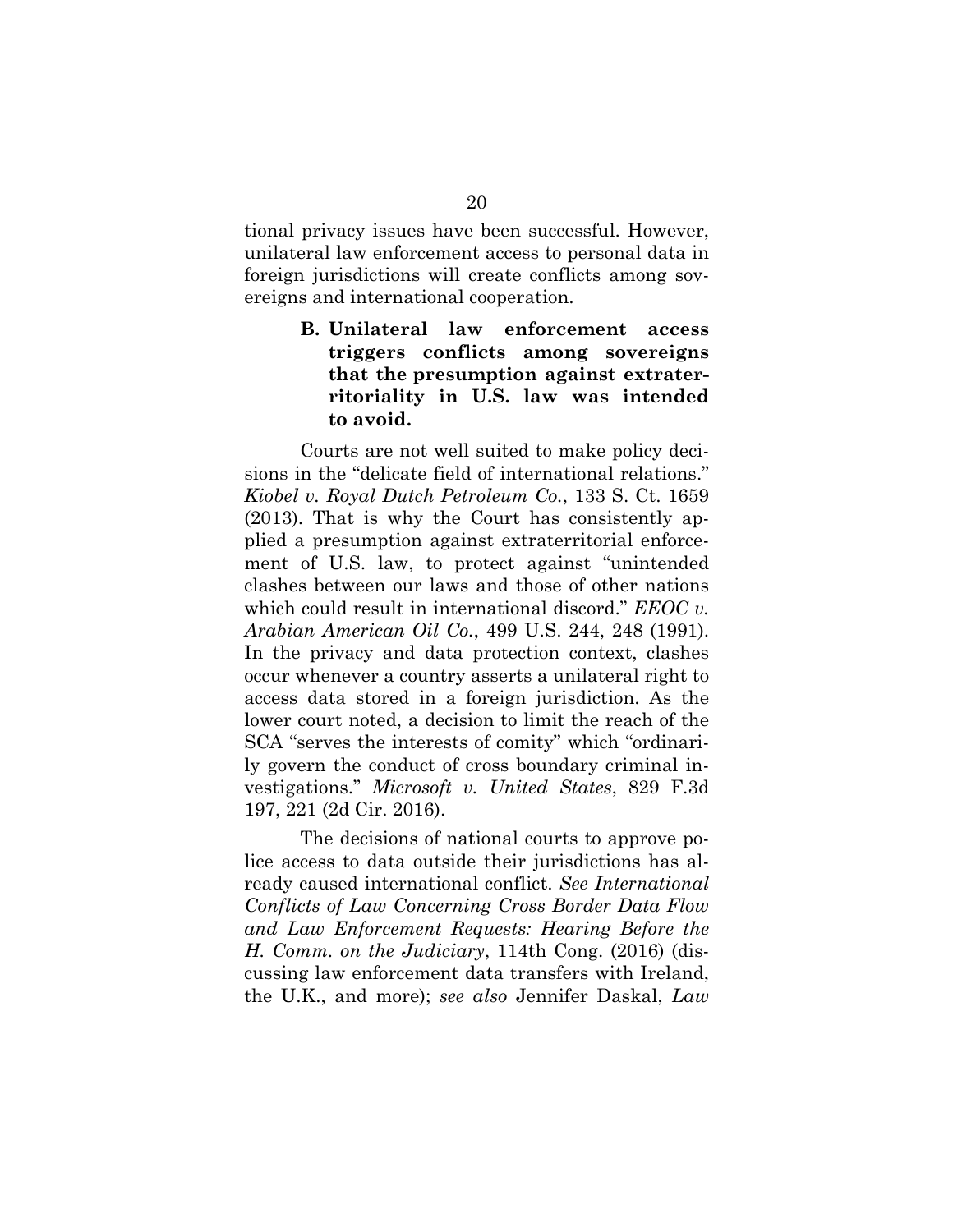tional privacy issues have been successful. However, unilateral law enforcement access to personal data in foreign jurisdictions will create conflicts among sovereigns and international cooperation.

### B. Unilateral law enforcement access triggers conflicts among sovereigns that the presumption against extraterritoriality in U.S. law was intended to avoid.

Courts are not well suited to make policy decisions in the "delicate field of international relations." *Kiobel v. Royal Dutch Petroleum Co.*, 133 S. Ct. 1659 (2013). That is why the Court has consistently applied a presumption against extraterritorial enforcement of U.S. law, to protect against "unintended clashes between our laws and those of other nations which could result in international discord." *EEOC v. Arabian American Oil Co.*, 499 U.S. 244, 248 (1991). In the privacy and data protection context, clashes occur whenever a country asserts a unilateral right to access data stored in a foreign jurisdiction. As the lower court noted, a decision to limit the reach of the SCA "serves the interests of comity" which "ordinarily govern the conduct of cross boundary criminal investigations." *Microsoft v. United States*, 829 F.3d 197, 221 (2d Cir. 2016).

The decisions of national courts to approve police access to data outside their jurisdictions has already caused international conflict. *See International Conflicts of Law Concerning Cross Border Data Flow and Law Enforcement Requests: Hearing Before the H. Comm. on the Judiciary*, 114th Cong. (2016) (discussing law enforcement data transfers with Ireland, the U.K., and more); *see also* Jennifer Daskal, *Law*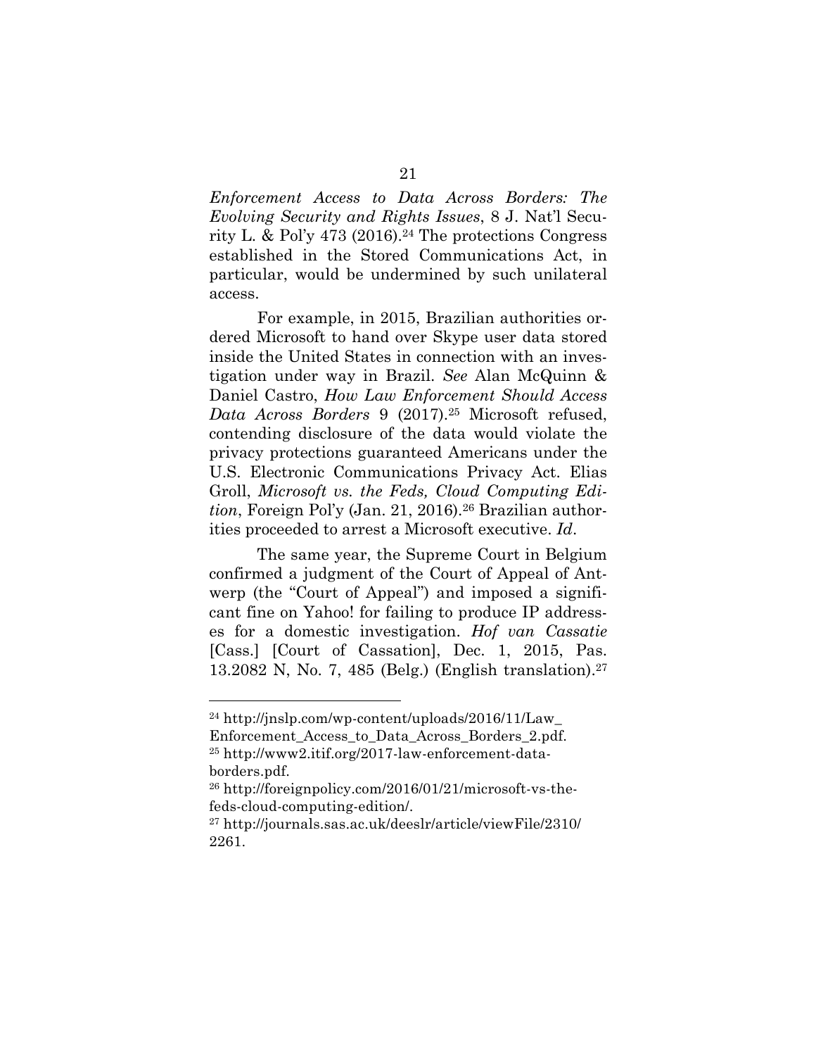*Enforcement Access to Data Across Borders: The Evolving Security and Rights Issues*, 8 J. Nat'l Security L. & Pol'y 473 (2016).[24] The protections Congress established in the Stored Communications Act, in particular, would be undermined by such unilateral access.

For example, in 2015, Brazilian authorities ordered Microsoft to hand over Skype user data stored inside the United States in connection with an investigation under way in Brazil. *See* Alan McQuinn & Daniel Castro, *How Law Enforcement Should Access Data Across Borders* 9 (2017).[25] Microsoft refused, contending disclosure of the data would violate the privacy protections guaranteed Americans under the U.S. Electronic Communications Privacy Act. Elias Groll, *Microsoft vs. the Feds, Cloud Computing Edition*, Foreign Pol'y (Jan. 21, 2016).[26] Brazilian authorities proceeded to arrest a Microsoft executive. *Id*.

The same year, the Supreme Court in Belgium confirmed a judgment of the Court of Appeal of Antwerp (the "Court of Appeal") and imposed a significant fine on Yahoo! for failing to produce IP addresses for a domestic investigation. *Hof van Cassatie* [Cass.] [Court of Cassation], Dec. 1, 2015, Pas. 13.2082 N, No. 7, 485 (Belg.) (English translation).[27]

---

[24] http://jnslp.com/wp-content/uploads/2016/11/Law_Enforcement_Access_to_Data_Across_Borders_2.pdf.

[25] http://www2.itif.org/2017-law-enforcement-data-borders.pdf.

[26] http://foreignpolicy.com/2016/01/21/microsoft-vs-the-feds-cloud-computing-edition/.

[27] http://journals.sas.ac.uk/deeslr/article/viewFile/2310/2261.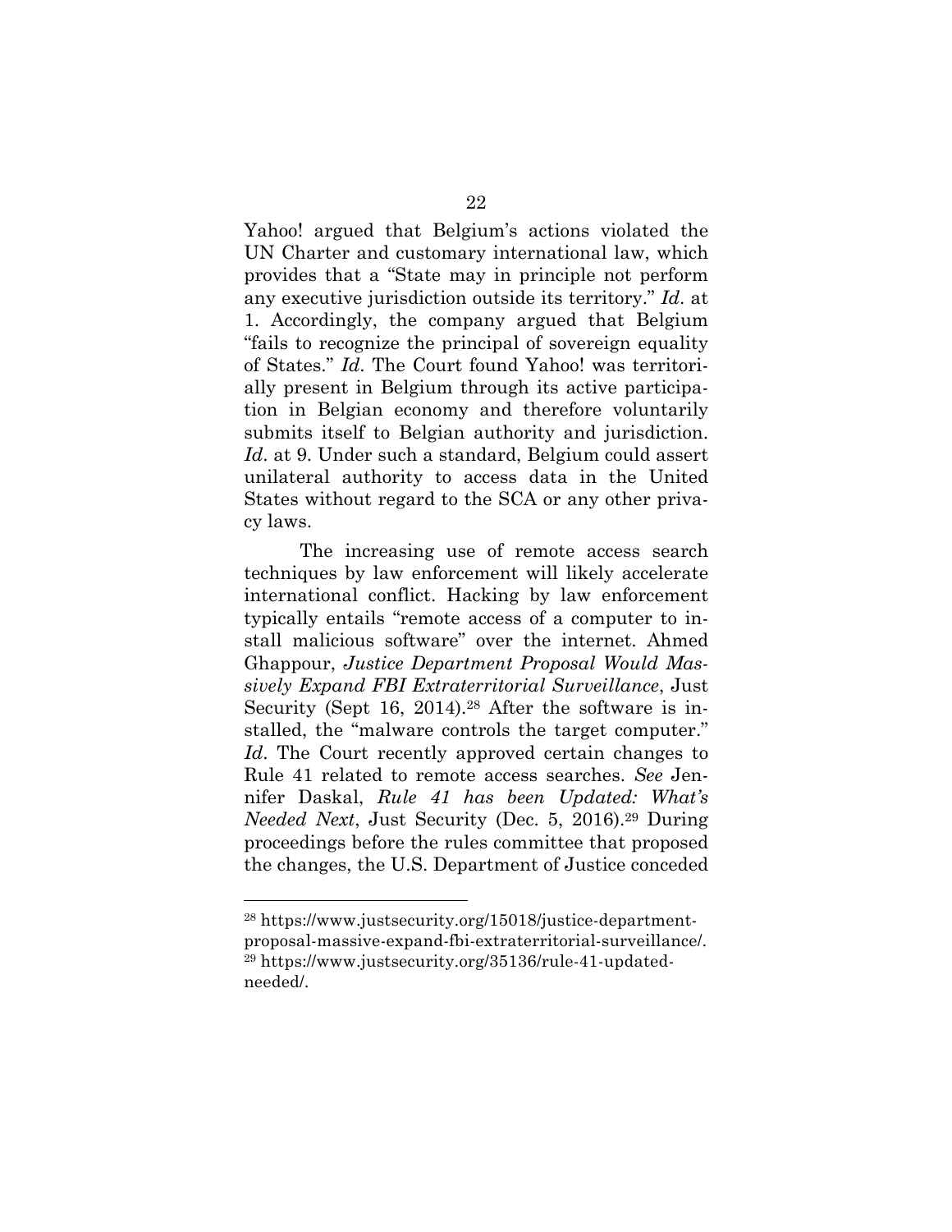Yahoo! argued that Belgium's actions violated the UN Charter and customary international law, which provides that a "State may in principle not perform any executive jurisdiction outside its territory." *Id*. at 1. Accordingly, the company argued that Belgium "fails to recognize the principal of sovereign equality of States." *Id*. The Court found Yahoo! was territorially present in Belgium through its active participation in Belgian economy and therefore voluntarily submits itself to Belgian authority and jurisdiction. *Id*. at 9. Under such a standard, Belgium could assert unilateral authority to access data in the United States without regard to the SCA or any other privacy laws.

The increasing use of remote access search techniques by law enforcement will likely accelerate international conflict. Hacking by law enforcement typically entails "remote access of a computer to install malicious software" over the internet. Ahmed Ghappour, *Justice Department Proposal Would Massively Expand FBI Extraterritorial Surveillance*, Just Security (Sept 16, 2014).[28] After the software is installed, the "malware controls the target computer." *Id*. The Court recently approved certain changes to Rule 41 related to remote access searches. *See* Jennifer Daskal, *Rule 41 has been Updated: What's Needed Next*, Just Security (Dec. 5, 2016).[29] During proceedings before the rules committee that proposed the changes, the U.S. Department of Justice conceded

---

[28] https://www.justsecurity.org/15018/justice-department-proposal-massive-expand-fbi-extraterritorial-surveillance/.
[29] https://www.justsecurity.org/35136/rule-41-updated-needed/.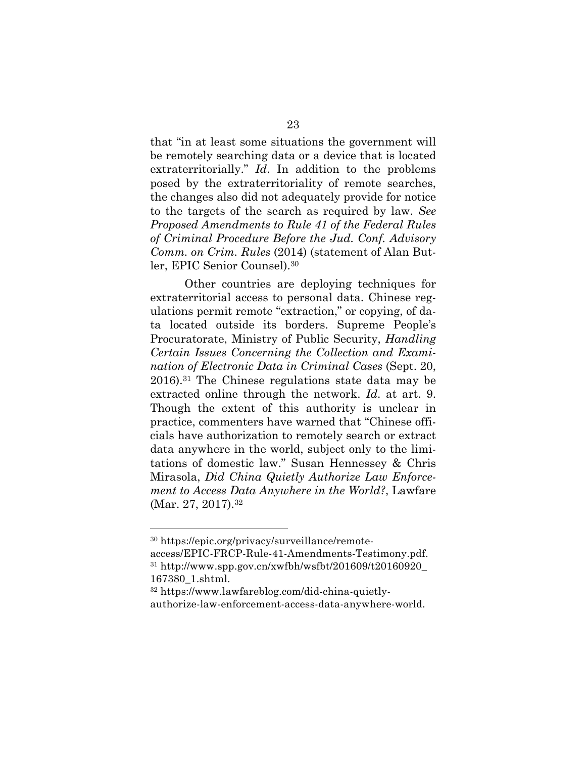that "in at least some situations the government will be remotely searching data or a device that is located extraterritorially." *Id*. In addition to the problems posed by the extraterritoriality of remote searches, the changes also did not adequately provide for notice to the targets of the search as required by law. *See Proposed Amendments to Rule 41 of the Federal Rules of Criminal Procedure Before the Jud. Conf. Advisory Comm. on Crim. Rules* (2014) (statement of Alan Butler, EPIC Senior Counsel).[30]

Other countries are deploying techniques for extraterritorial access to personal data. Chinese regulations permit remote "extraction," or copying, of data located outside its borders. Supreme People's Procuratorate, Ministry of Public Security, *Handling Certain Issues Concerning the Collection and Examination of Electronic Data in Criminal Cases* (Sept. 20, 2016).[31] The Chinese regulations state data may be extracted online through the network. *Id*. at art. 9. Though the extent of this authority is unclear in practice, commenters have warned that "Chinese officials have authorization to remotely search or extract data anywhere in the world, subject only to the limitations of domestic law." Susan Hennessey & Chris Mirasola, *Did China Quietly Authorize Law Enforcement to Access Data Anywhere in the World?*, Lawfare (Mar. 27, 2017).[32]

---

[30] https://epic.org/privacy/surveillance/remote-access/EPIC-FRCP-Rule-41-Amendments-Testimony.pdf.

[31] http://www.spp.gov.cn/xwfbh/wsfbt/201609/t20160920_167380_1.shtml.

[32] https://www.lawfareblog.com/did-china-quietly-authorize-law-enforcement-access-data-anywhere-world.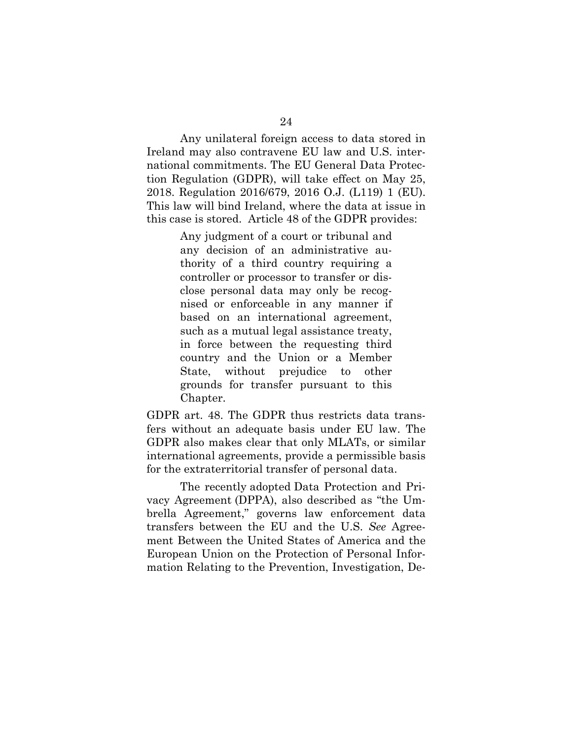Any unilateral foreign access to data stored in Ireland may also contravene EU law and U.S. international commitments. The EU General Data Protection Regulation (GDPR), will take effect on May 25, 2018. Regulation 2016/679, 2016 O.J. (L119) 1 (EU). This law will bind Ireland, where the data at issue in this case is stored. Article 48 of the GDPR provides:

> Any judgment of a court or tribunal and any decision of an administrative authority of a third country requiring a controller or processor to transfer or disclose personal data may only be recognised or enforceable in any manner if based on an international agreement, such as a mutual legal assistance treaty, in force between the requesting third country and the Union or a Member State, without prejudice to other grounds for transfer pursuant to this Chapter.

GDPR art. 48. The GDPR thus restricts data transfers without an adequate basis under EU law. The GDPR also makes clear that only MLATs, or similar international agreements, provide a permissible basis for the extraterritorial transfer of personal data.

The recently adopted Data Protection and Privacy Agreement (DPPA), also described as "the Umbrella Agreement," governs law enforcement data transfers between the EU and the U.S. *See* Agreement Between the United States of America and the European Union on the Protection of Personal Information Relating to the Prevention, Investigation, De-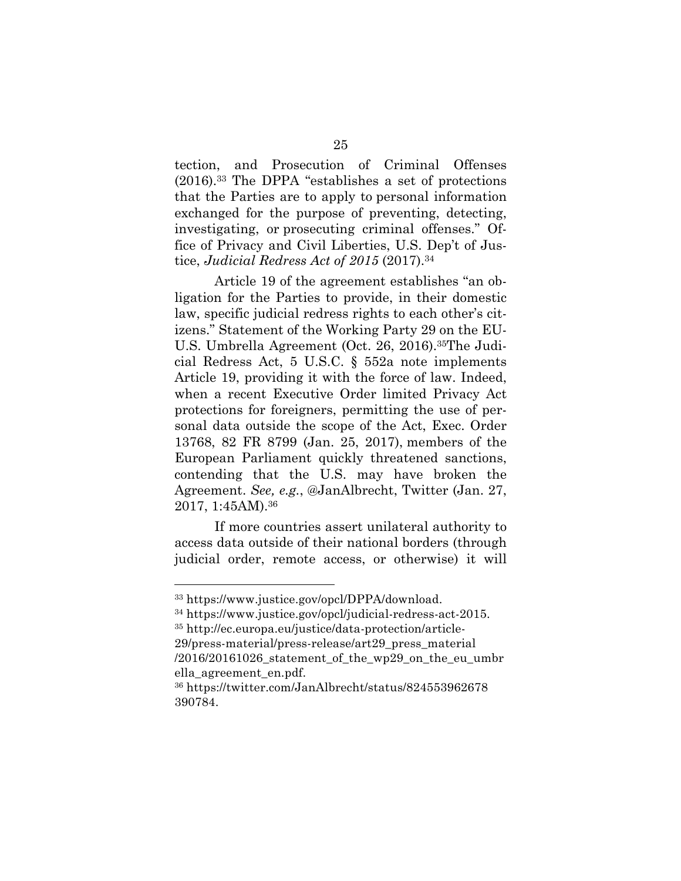tection, and Prosecution of Criminal Offenses (2016).[33] The DPPA "establishes a set of protections that the Parties are to apply to personal information exchanged for the purpose of preventing, detecting, investigating, or prosecuting criminal offenses." Office of Privacy and Civil Liberties, U.S. Dep't of Justice, *Judicial Redress Act of 2015* (2017).[34]

Article 19 of the agreement establishes "an obligation for the Parties to provide, in their domestic law, specific judicial redress rights to each other's citizens." Statement of the Working Party 29 on the EU-U.S. Umbrella Agreement (Oct. 26, 2016).[35]The Judicial Redress Act, 5 U.S.C. § 552a note implements Article 19, providing it with the force of law. Indeed, when a recent Executive Order limited Privacy Act protections for foreigners, permitting the use of personal data outside the scope of the Act, Exec. Order 13768, 82 FR 8799 (Jan. 25, 2017), members of the European Parliament quickly threatened sanctions, contending that the U.S. may have broken the Agreement. *See, e.g.*, @JanAlbrecht, Twitter (Jan. 27, 2017, 1:45AM).[36]

If more countries assert unilateral authority to access data outside of their national borders (through judicial order, remote access, or otherwise) it will

---

[33] https://www.justice.gov/opcl/DPPA/download.

[34] https://www.justice.gov/opcl/judicial-redress-act-2015.

[35] http://ec.europa.eu/justice/data-protection/article-29/press-material/press-release/art29_press_material/2016/20161026_statement_of_the_wp29_on_the_eu_umbrella_agreement_en.pdf.

[36] https://twitter.com/JanAlbrecht/status/824553962678390784.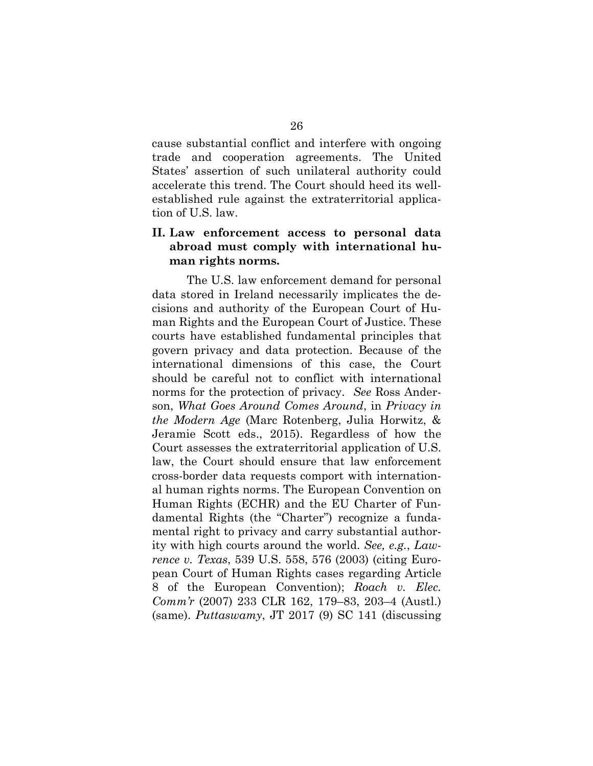cause substantial conflict and interfere with ongoing trade and cooperation agreements. The United States' assertion of such unilateral authority could accelerate this trend. The Court should heed its well-established rule against the extraterritorial application of U.S. law.

## II. Law enforcement access to personal data abroad must comply with international human rights norms.

The U.S. law enforcement demand for personal data stored in Ireland necessarily implicates the decisions and authority of the European Court of Human Rights and the European Court of Justice. These courts have established fundamental principles that govern privacy and data protection. Because of the international dimensions of this case, the Court should be careful not to conflict with international norms for the protection of privacy. *See* Ross Anderson, *What Goes Around Comes Around*, in *Privacy in the Modern Age* (Marc Rotenberg, Julia Horwitz, & Jeramie Scott eds., 2015). Regardless of how the Court assesses the extraterritorial application of U.S. law, the Court should ensure that law enforcement cross-border data requests comport with international human rights norms. The European Convention on Human Rights (ECHR) and the EU Charter of Fundamental Rights (the "Charter") recognize a fundamental right to privacy and carry substantial authority with high courts around the world. *See, e.g.*, *Lawrence v. Texas*, 539 U.S. 558, 576 (2003) (citing European Court of Human Rights cases regarding Article 8 of the European Convention); *Roach v. Elec. Comm'r* (2007) 233 CLR 162, 179–83, 203–4 (Austl.) (same). *Puttaswamy*, JT 2017 (9) SC 141 (discussing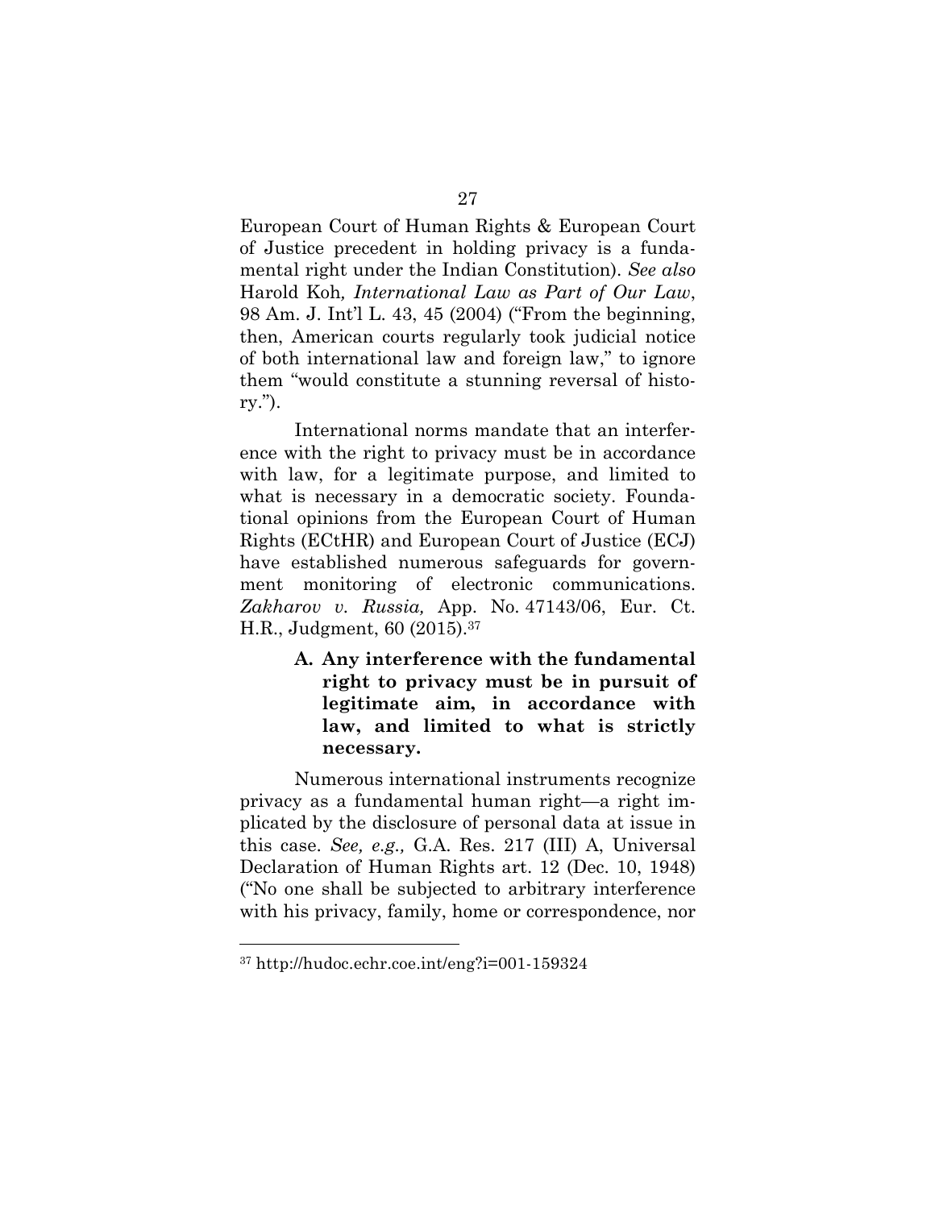European Court of Human Rights & European Court of Justice precedent in holding privacy is a fundamental right under the Indian Constitution). *See also* Harold Koh, *International Law as Part of Our Law*, 98 Am. J. Int'l L. 43, 45 (2004) ("From the beginning, then, American courts regularly took judicial notice of both international law and foreign law," to ignore them "would constitute a stunning reversal of history.").

International norms mandate that an interference with the right to privacy must be in accordance with law, for a legitimate purpose, and limited to what is necessary in a democratic society. Foundational opinions from the European Court of Human Rights (ECtHR) and European Court of Justice (ECJ) have established numerous safeguards for government monitoring of electronic communications. *Zakharov v. Russia,* App. No. 47143/06, Eur. Ct. H.R., Judgment, 60 (2015).[37]

### A. Any interference with the fundamental right to privacy must be in pursuit of legitimate aim, in accordance with law, and limited to what is strictly necessary.

Numerous international instruments recognize privacy as a fundamental human right—a right implicated by the disclosure of personal data at issue in this case. *See, e.g.,* G.A. Res. 217 (III) A, Universal Declaration of Human Rights art. 12 (Dec. 10, 1948) ("No one shall be subjected to arbitrary interference with his privacy, family, home or correspondence, nor

---

[37] http://hudoc.echr.coe.int/eng?i=001-159324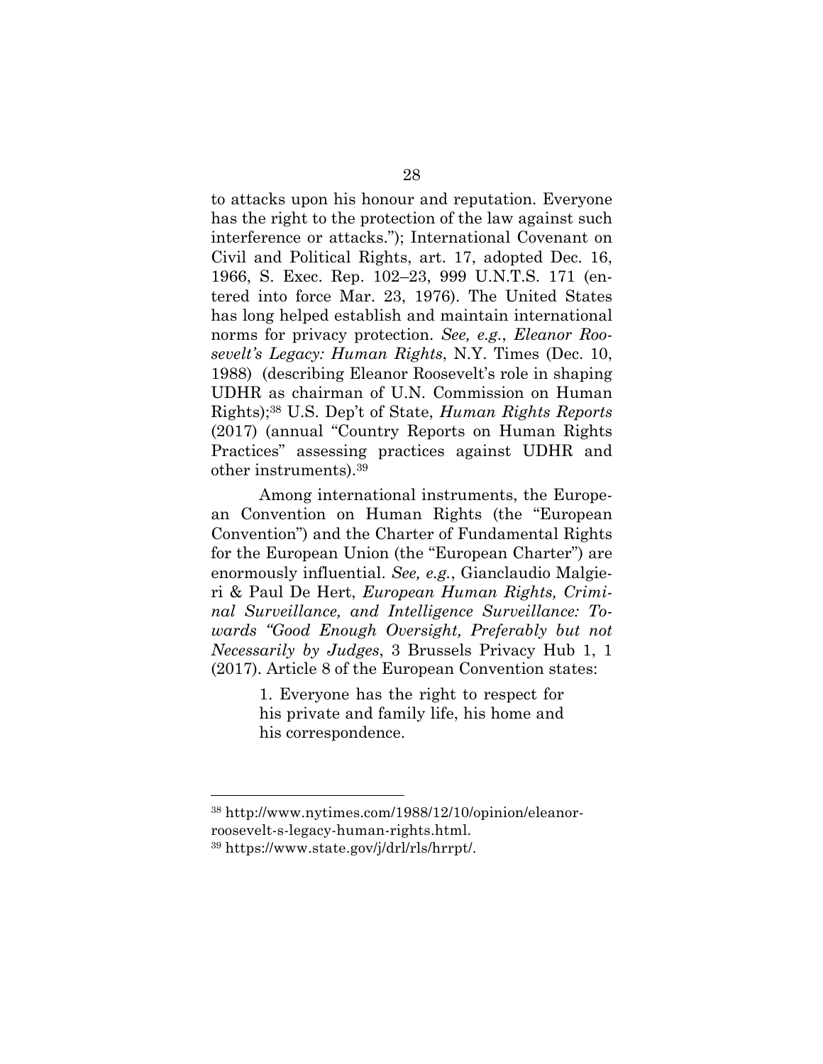to attacks upon his honour and reputation. Everyone has the right to the protection of the law against such interference or attacks."); International Covenant on Civil and Political Rights, art. 17, adopted Dec. 16, 1966, S. Exec. Rep. 102–23, 999 U.N.T.S. 171 (entered into force Mar. 23, 1976). The United States has long helped establish and maintain international norms for privacy protection. *See, e.g.*, *Eleanor Roosevelt's Legacy: Human Rights*, N.Y. Times (Dec. 10, 1988) (describing Eleanor Roosevelt's role in shaping UDHR as chairman of U.N. Commission on Human Rights);[38] U.S. Dep't of State, *Human Rights Reports* (2017) (annual "Country Reports on Human Rights Practices" assessing practices against UDHR and other instruments).[39]

Among international instruments, the European Convention on Human Rights (the "European Convention") and the Charter of Fundamental Rights for the European Union (the "European Charter") are enormously influential. *See, e.g.*, Gianclaudio Malgieri & Paul De Hert, *European Human Rights, Criminal Surveillance, and Intelligence Surveillance: Towards "Good Enough Oversight, Preferably but not Necessarily by Judges*, 3 Brussels Privacy Hub 1, 1 (2017). Article 8 of the European Convention states:

> 1. Everyone has the right to respect for his private and family life, his home and his correspondence.

---

[38] http://www.nytimes.com/1988/12/10/opinion/eleanor-roosevelt-s-legacy-human-rights.html.

[39] https://www.state.gov/j/drl/rls/hrrpt/.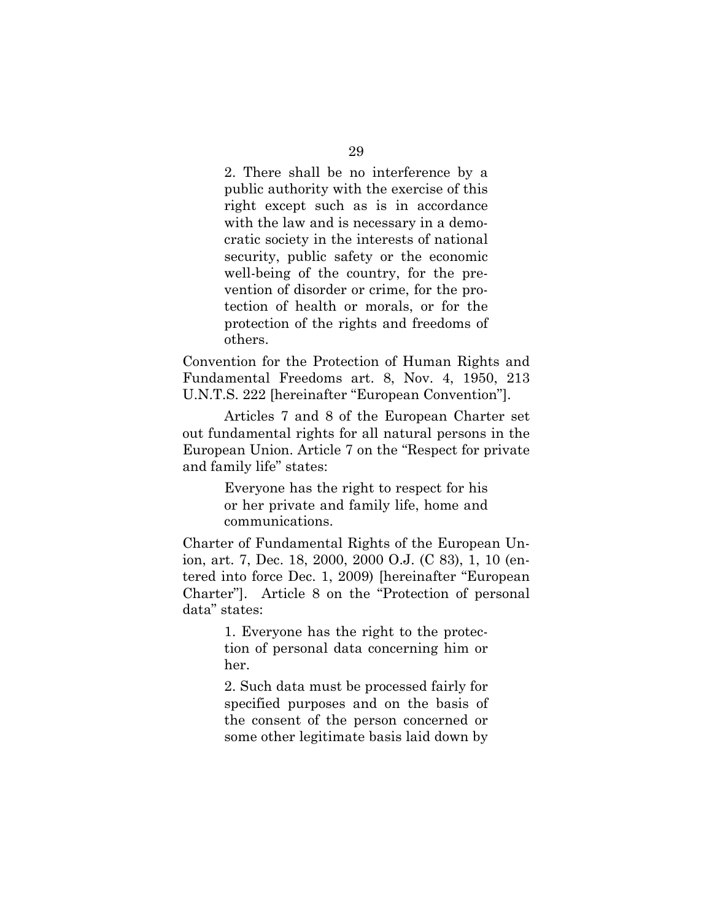> 2. There shall be no interference by a public authority with the exercise of this right except such as is in accordance with the law and is necessary in a democratic society in the interests of national security, public safety or the economic well-being of the country, for the prevention of disorder or crime, for the protection of health or morals, or for the protection of the rights and freedoms of others.

Convention for the Protection of Human Rights and Fundamental Freedoms art. 8, Nov. 4, 1950, 213 U.N.T.S. 222 [hereinafter "European Convention"].

Articles 7 and 8 of the European Charter set out fundamental rights for all natural persons in the European Union. Article 7 on the "Respect for private and family life" states:

> Everyone has the right to respect for his or her private and family life, home and communications.

Charter of Fundamental Rights of the European Union, art. 7, Dec. 18, 2000, 2000 O.J. (C 83), 1, 10 (entered into force Dec. 1, 2009) [hereinafter "European Charter"]. Article 8 on the "Protection of personal data" states:

> 1. Everyone has the right to the protection of personal data concerning him or her.
>
> 2. Such data must be processed fairly for specified purposes and on the basis of the consent of the person concerned or some other legitimate basis laid down by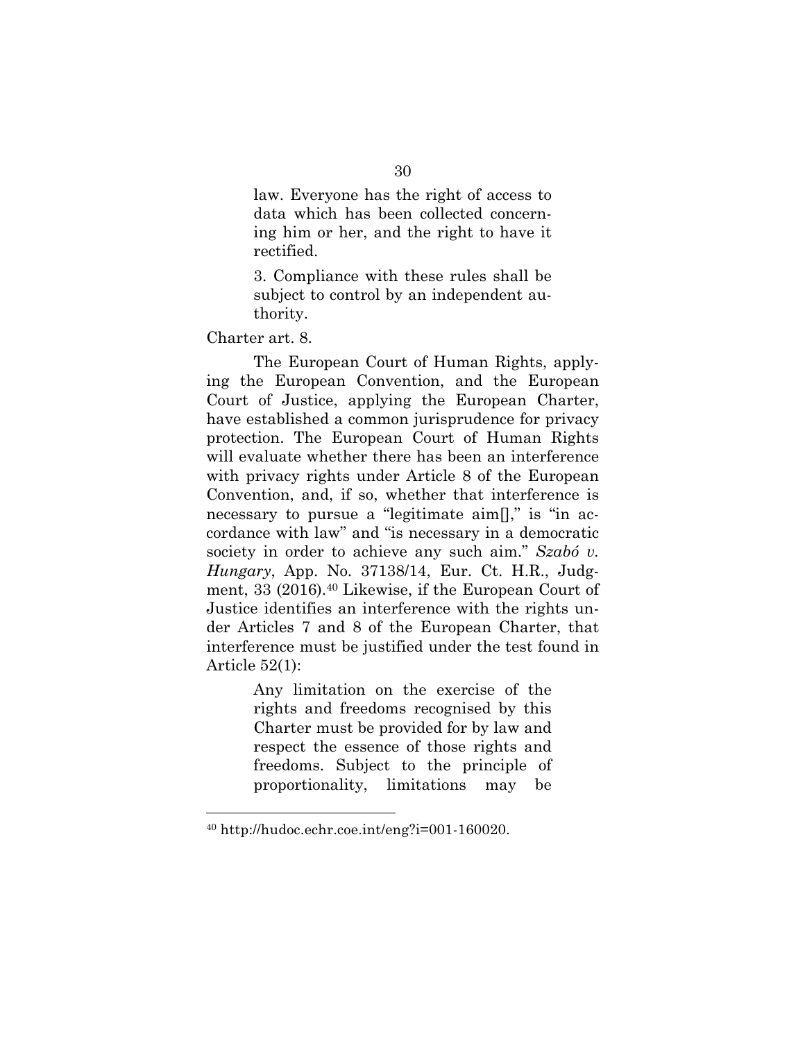> law. Everyone has the right of access to data which has been collected concerning him or her, and the right to have it rectified.
>
> 3. Compliance with these rules shall be subject to control by an independent authority.

Charter art. 8.

The European Court of Human Rights, applying the European Convention, and the European Court of Justice, applying the European Charter, have established a common jurisprudence for privacy protection. The European Court of Human Rights will evaluate whether there has been an interference with privacy rights under Article 8 of the European Convention, and, if so, whether that interference is necessary to pursue a "legitimate aim[]," is "in accordance with law" and "is necessary in a democratic society in order to achieve any such aim." *Szabó v. Hungary*, App. No. 37138/14, Eur. Ct. H.R., Judgment, 33 (2016).[40] Likewise, if the European Court of Justice identifies an interference with the rights under Articles 7 and 8 of the European Charter, that interference must be justified under the test found in Article 52(1):

> Any limitation on the exercise of the rights and freedoms recognised by this Charter must be provided for by law and respect the essence of those rights and freedoms. Subject to the principle of proportionality, limitations may be

---

[40] http://hudoc.echr.coe.int/eng?i=001-160020.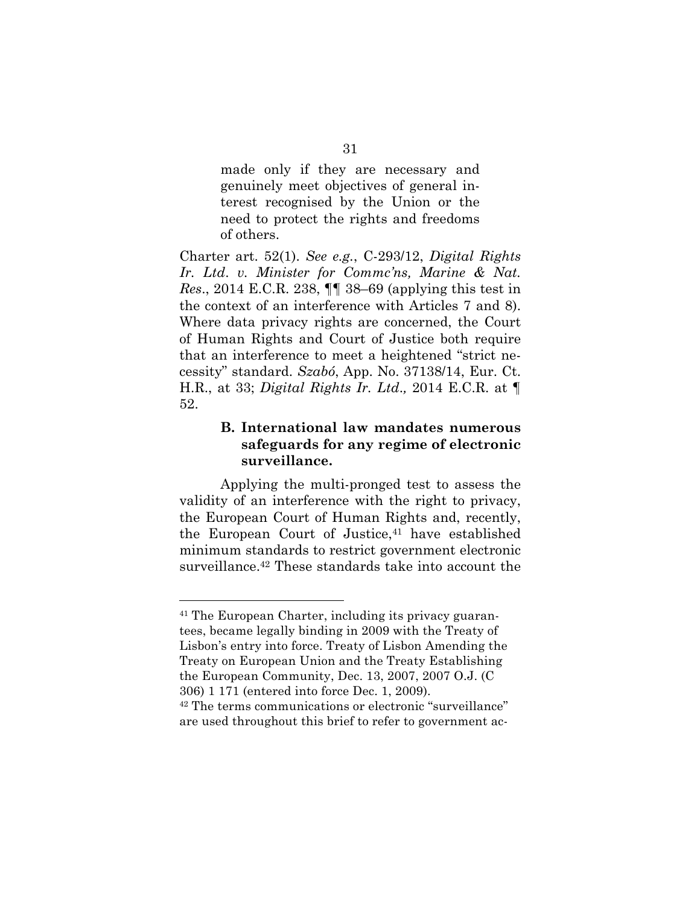> made only if they are necessary and genuinely meet objectives of general interest recognised by the Union or the need to protect the rights and freedoms of others.

Charter art. 52(1). *See e.g.*, C-293/12, *Digital Rights Ir. Ltd. v. Minister for Commc'ns, Marine & Nat. Res*., 2014 E.C.R. 238, ¶¶ 38–69 (applying this test in the context of an interference with Articles 7 and 8). Where data privacy rights are concerned, the Court of Human Rights and Court of Justice both require that an interference to meet a heightened "strict necessity" standard. *Szabó*, App. No. 37138/14, Eur. Ct. H.R., at 33; *Digital Rights Ir. Ltd.,* 2014 E.C.R. at ¶ 52.

### B. International law mandates numerous safeguards for any regime of electronic surveillance.

Applying the multi-pronged test to assess the validity of an interference with the right to privacy, the European Court of Human Rights and, recently, the European Court of Justice,[41] have established minimum standards to restrict government electronic surveillance.[42] These standards take into account the

---

[41] The European Charter, including its privacy guarantees, became legally binding in 2009 with the Treaty of Lisbon's entry into force. Treaty of Lisbon Amending the Treaty on European Union and the Treaty Establishing the European Community, Dec. 13, 2007, 2007 O.J. (C 306) 1 171 (entered into force Dec. 1, 2009).

[42] The terms communications or electronic "surveillance" are used throughout this brief to refer to government ac-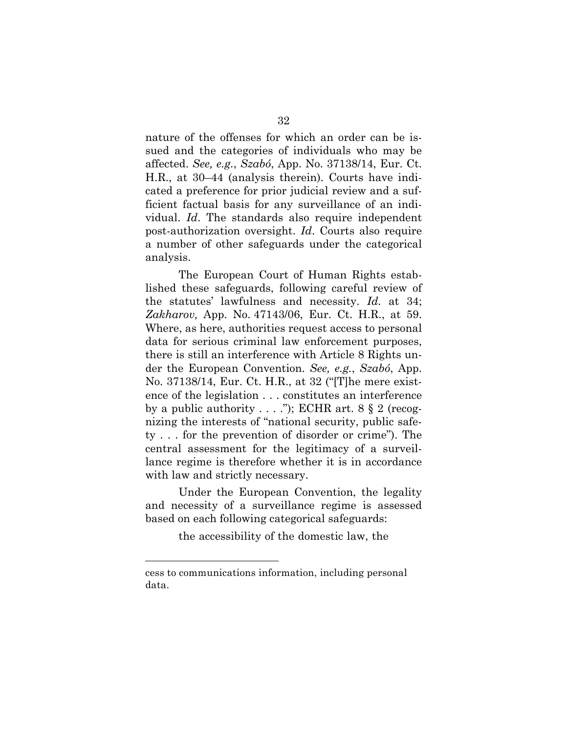nature of the offenses for which an order can be issued and the categories of individuals who may be affected. *See, e.g.*, *Szabó*, App. No. 37138/14, Eur. Ct. H.R., at 30–44 (analysis therein). Courts have indicated a preference for prior judicial review and a sufficient factual basis for any surveillance of an individual. *Id*. The standards also require independent post-authorization oversight. *Id*. Courts also require a number of other safeguards under the categorical analysis.

The European Court of Human Rights established these safeguards, following careful review of the statutes' lawfulness and necessity. *Id.* at 34; *Zakharov,* App. No. 47143/06, Eur. Ct. H.R., at 59. Where, as here, authorities request access to personal data for serious criminal law enforcement purposes, there is still an interference with Article 8 Rights under the European Convention. *See, e.g.*, *Szabó*, App. No. 37138/14, Eur. Ct. H.R., at 32 ("[T]he mere existence of the legislation . . . constitutes an interference by a public authority . . . ."); ECHR art. 8 § 2 (recognizing the interests of "national security, public safety . . . for the prevention of disorder or crime"). The central assessment for the legitimacy of a surveillance regime is therefore whether it is in accordance with law and strictly necessary.

Under the European Convention, the legality and necessity of a surveillance regime is assessed based on each following categorical safeguards:

> the accessibility of the domestic law, the

---

cess to communications information, including personal data.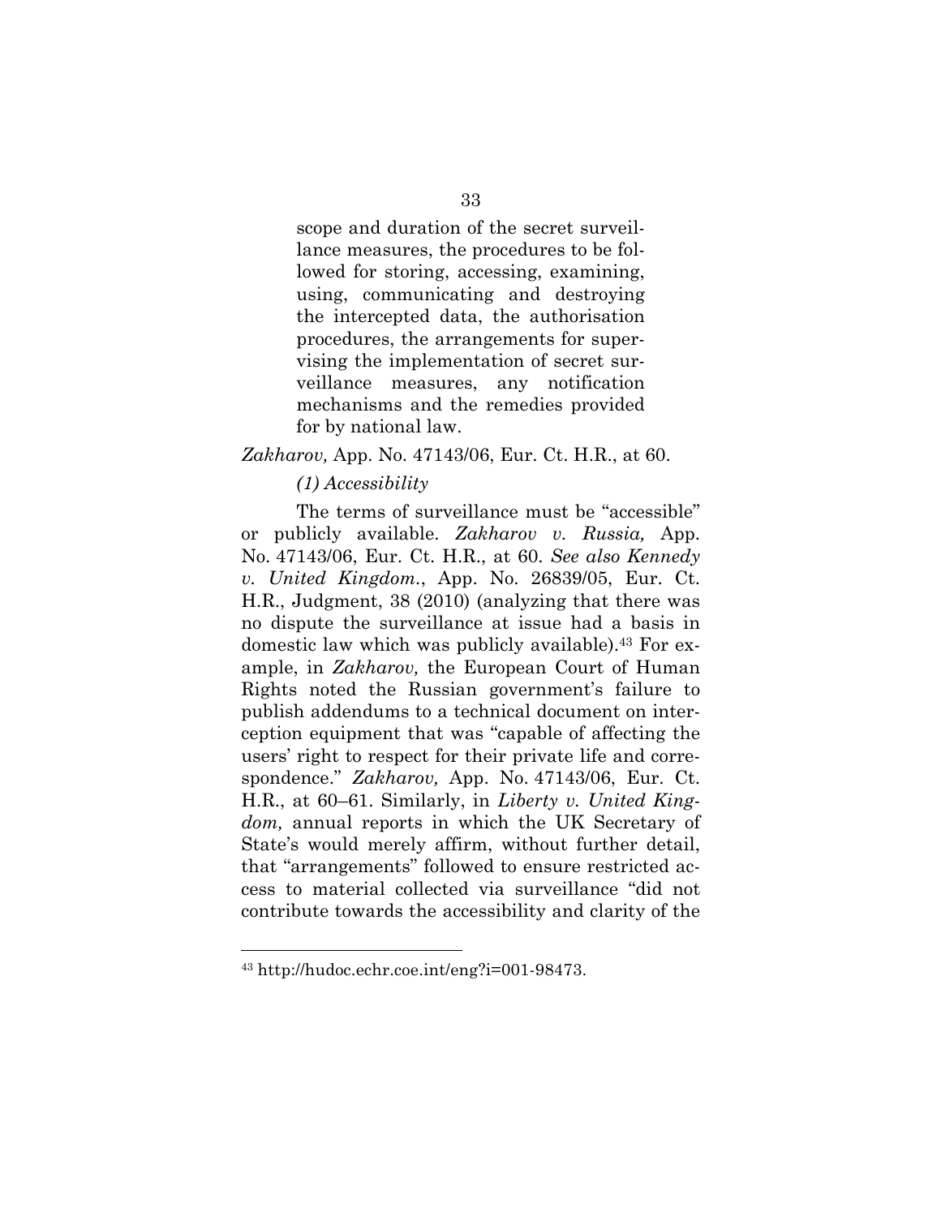> scope and duration of the secret surveillance measures, the procedures to be followed for storing, accessing, examining, using, communicating and destroying the intercepted data, the authorisation procedures, the arrangements for supervising the implementation of secret surveillance measures, any notification mechanisms and the remedies provided for by national law.

*Zakharov,* App. No. 47143/06, Eur. Ct. H.R., at 60.

*(1) Accessibility*

The terms of surveillance must be "accessible" or publicly available. *Zakharov v. Russia,* App. No. 47143/06, Eur. Ct. H.R., at 60. *See also Kennedy v. United Kingdom*., App. No. 26839/05, Eur. Ct. H.R., Judgment, 38 (2010) (analyzing that there was no dispute the surveillance at issue had a basis in domestic law which was publicly available).[43] For example, in *Zakharov,* the European Court of Human Rights noted the Russian government's failure to publish addendums to a technical document on interception equipment that was "capable of affecting the users' right to respect for their private life and correspondence." *Zakharov,* App. No. 47143/06, Eur. Ct. H.R., at 60–61. Similarly, in *Liberty v. United Kingdom,* annual reports in which the UK Secretary of State's would merely affirm, without further detail, that "arrangements" followed to ensure restricted access to material collected via surveillance "did not contribute towards the accessibility and clarity of the

[43] http://hudoc.echr.coe.int/eng?i=001-98473.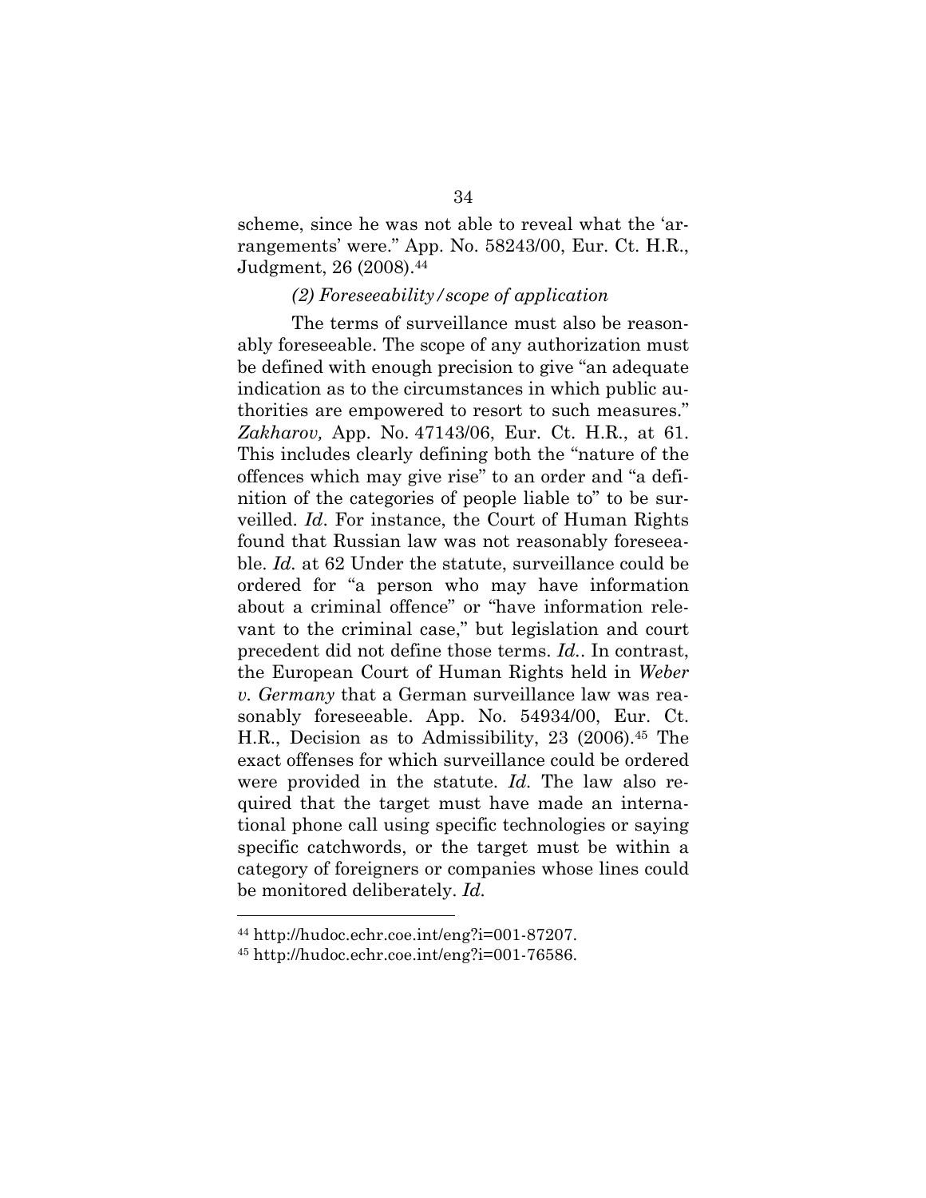scheme, since he was not able to reveal what the 'arrangements' were." App. No. 58243/00, Eur. Ct. H.R., Judgment, 26 (2008).[44]

*(2) Foreseeability/scope of application*

The terms of surveillance must also be reasonably foreseeable. The scope of any authorization must be defined with enough precision to give "an adequate indication as to the circumstances in which public authorities are empowered to resort to such measures." *Zakharov,* App. No. 47143/06, Eur. Ct. H.R., at 61. This includes clearly defining both the "nature of the offences which may give rise" to an order and "a definition of the categories of people liable to" to be surveilled. *Id*. For instance, the Court of Human Rights found that Russian law was not reasonably foreseeable. *Id.* at 62 Under the statute, surveillance could be ordered for "a person who may have information about a criminal offence" or "have information relevant to the criminal case," but legislation and court precedent did not define those terms. *Id.*. In contrast, the European Court of Human Rights held in *Weber v. Germany* that a German surveillance law was reasonably foreseeable. App. No. 54934/00, Eur. Ct. H.R., Decision as to Admissibility, 23 (2006).[45] The exact offenses for which surveillance could be ordered were provided in the statute. *Id.* The law also required that the target must have made an international phone call using specific technologies or saying specific catchwords, or the target must be within a category of foreigners or companies whose lines could be monitored deliberately. *Id.*

---

[44] http://hudoc.echr.coe.int/eng?i=001-87207.

[45] http://hudoc.echr.coe.int/eng?i=001-76586.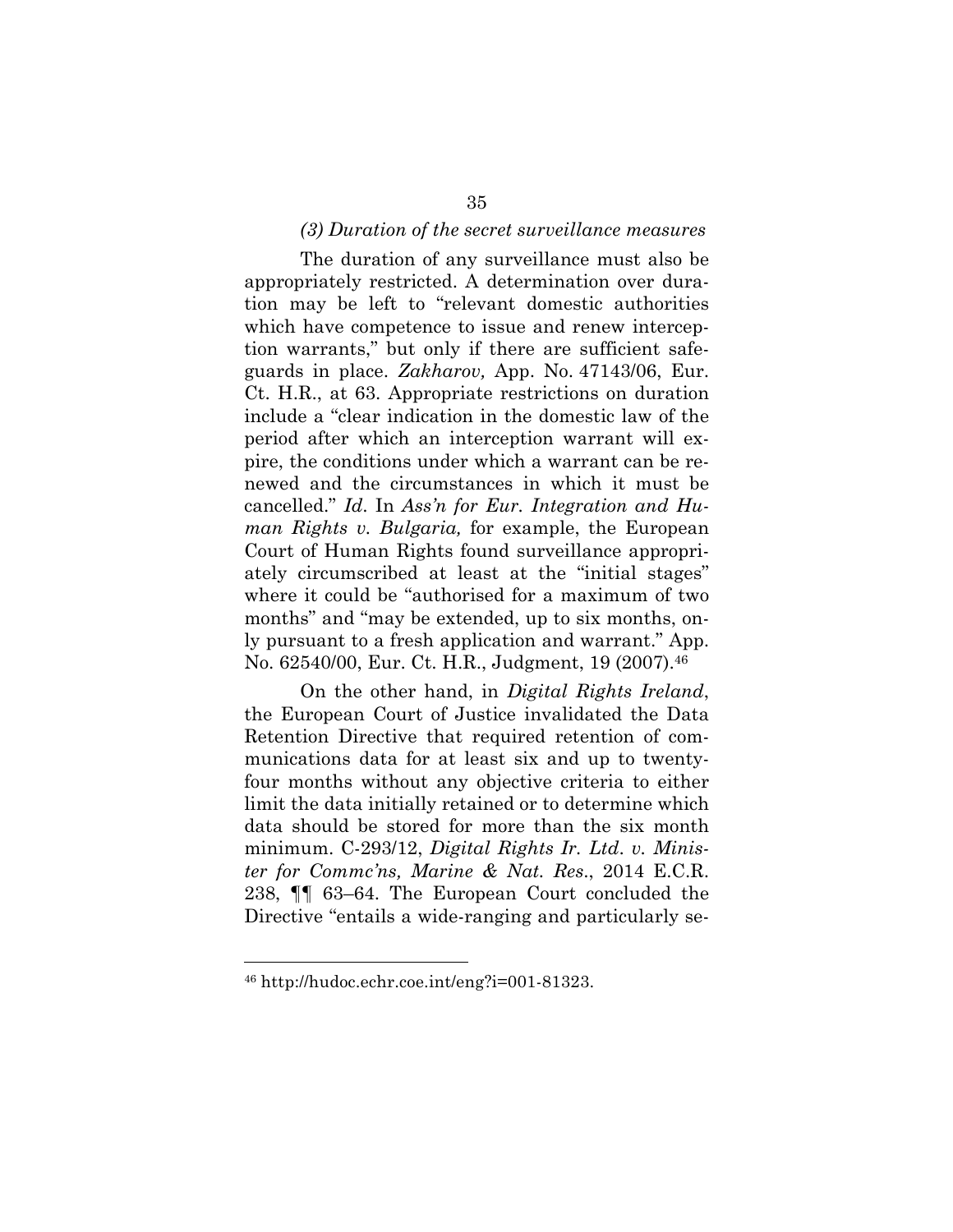*(3) Duration of the secret surveillance measures*

The duration of any surveillance must also be appropriately restricted. A determination over duration may be left to "relevant domestic authorities which have competence to issue and renew interception warrants," but only if there are sufficient safeguards in place. *Zakharov,* App. No. 47143/06, Eur. Ct. H.R., at 63. Appropriate restrictions on duration include a "clear indication in the domestic law of the period after which an interception warrant will expire, the conditions under which a warrant can be renewed and the circumstances in which it must be cancelled." *Id*. In *Ass'n for Eur. Integration and Human Rights v. Bulgaria,* for example, the European Court of Human Rights found surveillance appropriately circumscribed at least at the "initial stages" where it could be "authorised for a maximum of two months" and "may be extended, up to six months, only pursuant to a fresh application and warrant." App. No. 62540/00, Eur. Ct. H.R., Judgment, 19 (2007).[46]

On the other hand, in *Digital Rights Ireland*, the European Court of Justice invalidated the Data Retention Directive that required retention of communications data for at least six and up to twenty-four months without any objective criteria to either limit the data initially retained or to determine which data should be stored for more than the six month minimum. C-293/12, *Digital Rights Ir. Ltd. v. Minister for Commc'ns, Marine & Nat. Res*., 2014 E.C.R. 238, ¶¶ 63–64. The European Court concluded the Directive "entails a wide-ranging and particularly se-

---

[46] http://hudoc.echr.coe.int/eng?i=001-81323.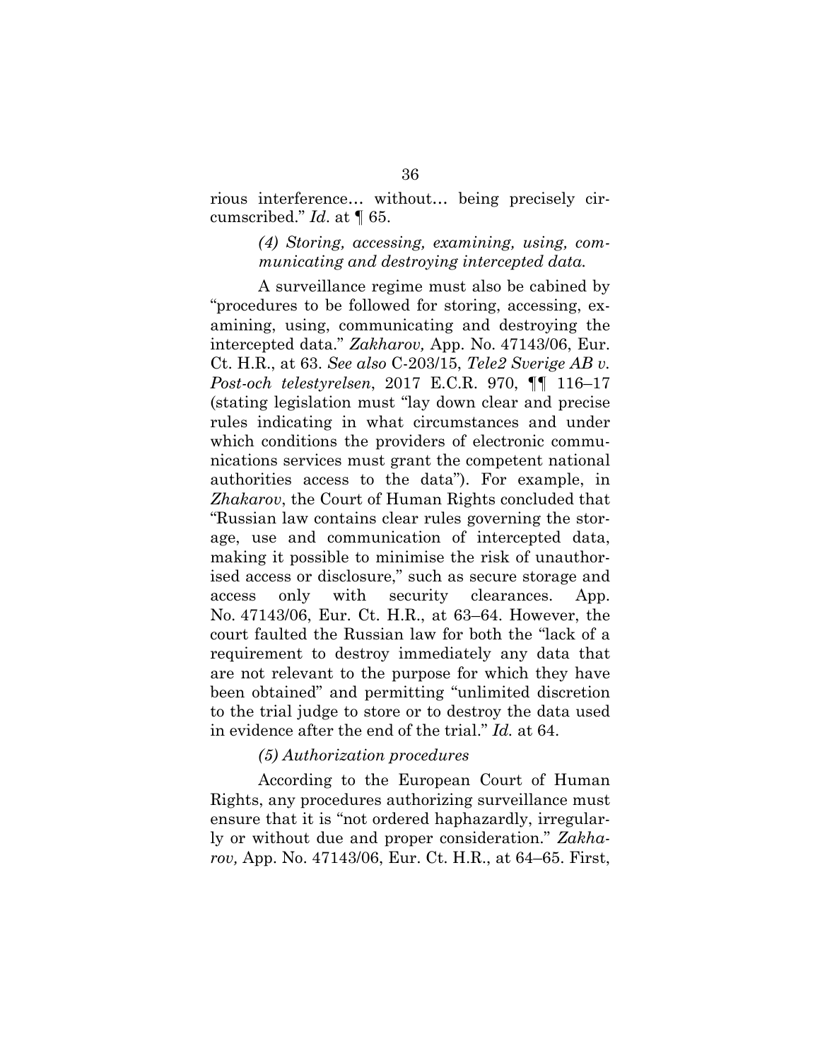rious interference… without… being precisely circumscribed." *Id*. at ¶ 65.

*(4) Storing, accessing, examining, using, communicating and destroying intercepted data.*

A surveillance regime must also be cabined by "procedures to be followed for storing, accessing, examining, using, communicating and destroying the intercepted data." *Zakharov,* App. No. 47143/06, Eur. Ct. H.R., at 63. *See also* C-203/15, *Tele2 Sverige AB v. Post-och telestyrelsen*, 2017 E.C.R. 970, ¶¶ 116–17 (stating legislation must "lay down clear and precise rules indicating in what circumstances and under which conditions the providers of electronic communications services must grant the competent national authorities access to the data"). For example, in *Zhakarov*, the Court of Human Rights concluded that "Russian law contains clear rules governing the storage, use and communication of intercepted data, making it possible to minimise the risk of unauthorised access or disclosure," such as secure storage and access only with security clearances. App. No. 47143/06, Eur. Ct. H.R., at 63–64. However, the court faulted the Russian law for both the "lack of a requirement to destroy immediately any data that are not relevant to the purpose for which they have been obtained" and permitting "unlimited discretion to the trial judge to store or to destroy the data used in evidence after the end of the trial." *Id.* at 64.

*(5) Authorization procedures*

According to the European Court of Human Rights, any procedures authorizing surveillance must ensure that it is "not ordered haphazardly, irregularly or without due and proper consideration." *Zakharov,* App. No. 47143/06, Eur. Ct. H.R., at 64–65. First,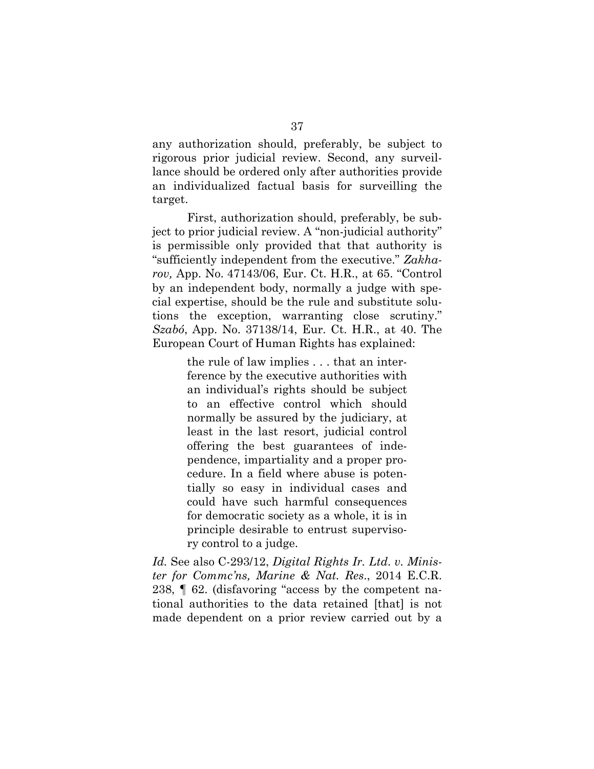any authorization should, preferably, be subject to rigorous prior judicial review. Second, any surveillance should be ordered only after authorities provide an individualized factual basis for surveilling the target.

First, authorization should, preferably, be subject to prior judicial review. A "non-judicial authority" is permissible only provided that that authority is "sufficiently independent from the executive." *Zakharov,* App. No. 47143/06, Eur. Ct. H.R., at 65. "Control by an independent body, normally a judge with special expertise, should be the rule and substitute solutions the exception, warranting close scrutiny." *Szabó*, App. No. 37138/14, Eur. Ct. H.R., at 40. The European Court of Human Rights has explained:

> the rule of law implies . . . that an interference by the executive authorities with an individual's rights should be subject to an effective control which should normally be assured by the judiciary, at least in the last resort, judicial control offering the best guarantees of independence, impartiality and a proper procedure. In a field where abuse is potentially so easy in individual cases and could have such harmful consequences for democratic society as a whole, it is in principle desirable to entrust supervisory control to a judge.

*Id.* See also C-293/12, *Digital Rights Ir. Ltd. v. Minister for Commc'ns, Marine & Nat. Res.*, 2014 E.C.R. 238, ¶ 62. (disfavoring "access by the competent national authorities to the data retained [that] is not made dependent on a prior review carried out by a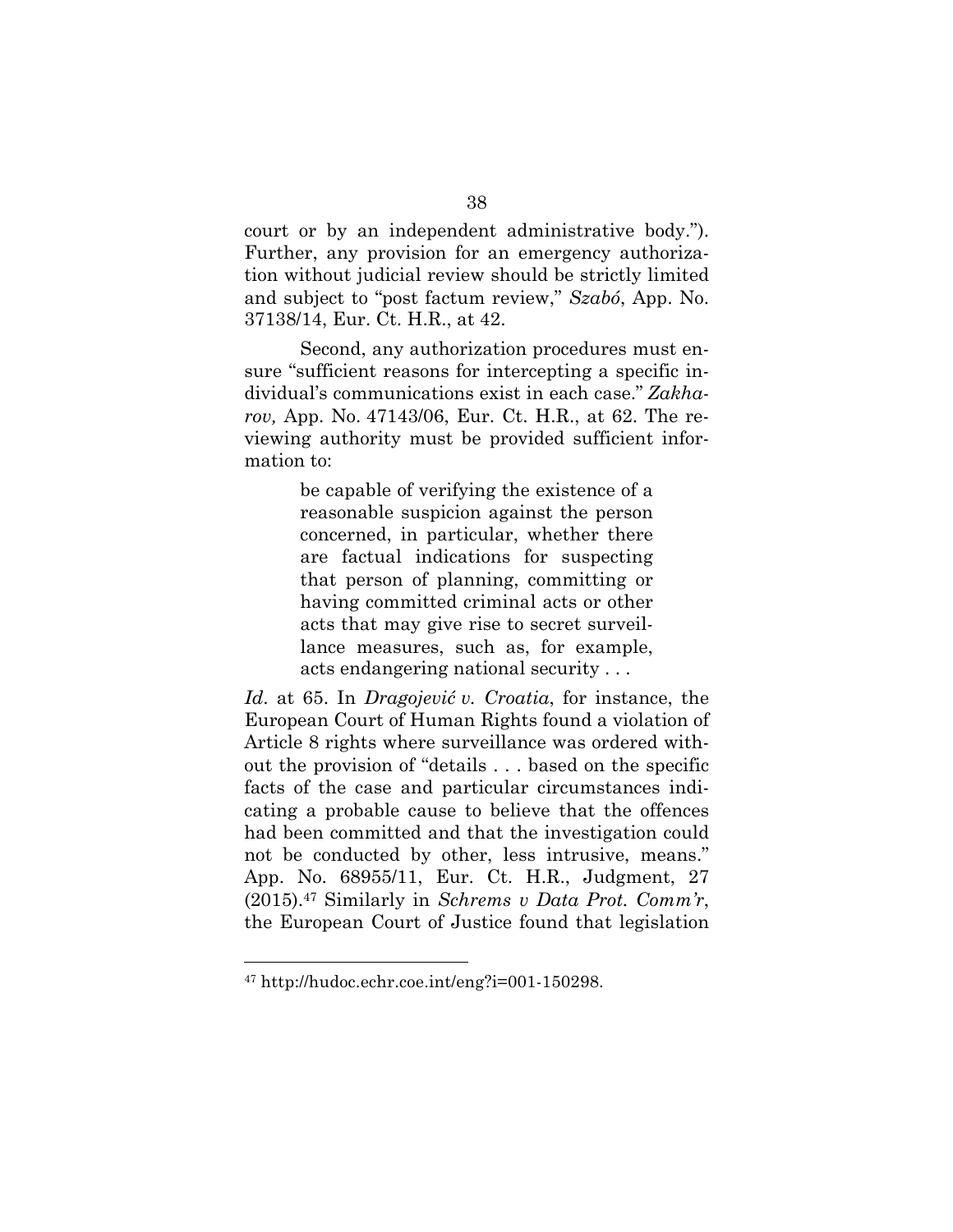court or by an independent administrative body."). Further, any provision for an emergency authorization without judicial review should be strictly limited and subject to "post factum review," *Szabó*, App. No. 37138/14, Eur. Ct. H.R., at 42.

Second, any authorization procedures must ensure "sufficient reasons for intercepting a specific individual's communications exist in each case." *Zakharov,* App. No. 47143/06, Eur. Ct. H.R., at 62. The reviewing authority must be provided sufficient information to:

> be capable of verifying the existence of a reasonable suspicion against the person concerned, in particular, whether there are factual indications for suspecting that person of planning, committing or having committed criminal acts or other acts that may give rise to secret surveillance measures, such as, for example, acts endangering national security . . .

*Id*. at 65. In *Dragojević v. Croatia*, for instance, the European Court of Human Rights found a violation of Article 8 rights where surveillance was ordered without the provision of "details . . . based on the specific facts of the case and particular circumstances indicating a probable cause to believe that the offences had been committed and that the investigation could not be conducted by other, less intrusive, means." App. No. 68955/11, Eur. Ct. H.R., Judgment, 27 (2015).[47] Similarly in *Schrems v Data Prot. Comm'r*, the European Court of Justice found that legislation

---

[47] http://hudoc.echr.coe.int/eng?i=001-150298.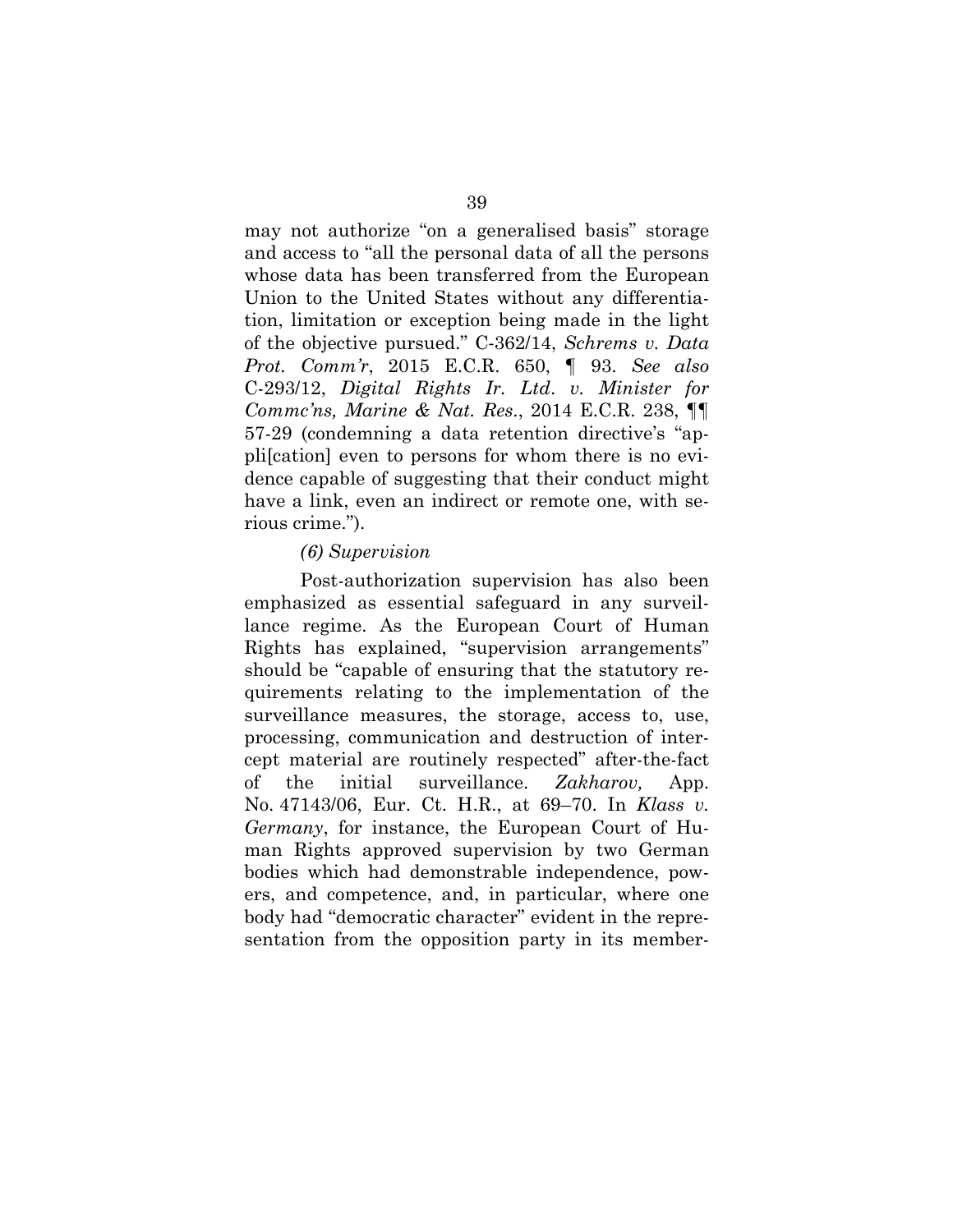may not authorize "on a generalised basis" storage and access to "all the personal data of all the persons whose data has been transferred from the European Union to the United States without any differentiation, limitation or exception being made in the light of the objective pursued." C-362/14, *Schrems v. Data Prot. Comm'r*, 2015 E.C.R. 650, ¶ 93. *See also* C-293/12, *Digital Rights Ir. Ltd. v. Minister for Commc'ns, Marine & Nat. Res.*, 2014 E.C.R. 238, ¶¶ 57-29 (condemning a data retention directive's "appli[cation] even to persons for whom there is no evidence capable of suggesting that their conduct might have a link, even an indirect or remote one, with serious crime.").

*(6) Supervision*

Post-authorization supervision has also been emphasized as essential safeguard in any surveillance regime. As the European Court of Human Rights has explained, "supervision arrangements" should be "capable of ensuring that the statutory requirements relating to the implementation of the surveillance measures, the storage, access to, use, processing, communication and destruction of intercept material are routinely respected" after-the-fact of the initial surveillance. *Zakharov,* App. No. 47143/06, Eur. Ct. H.R., at 69–70. In *Klass v. Germany*, for instance, the European Court of Human Rights approved supervision by two German bodies which had demonstrable independence, powers, and competence, and, in particular, where one body had "democratic character" evident in the representation from the opposition party in its member-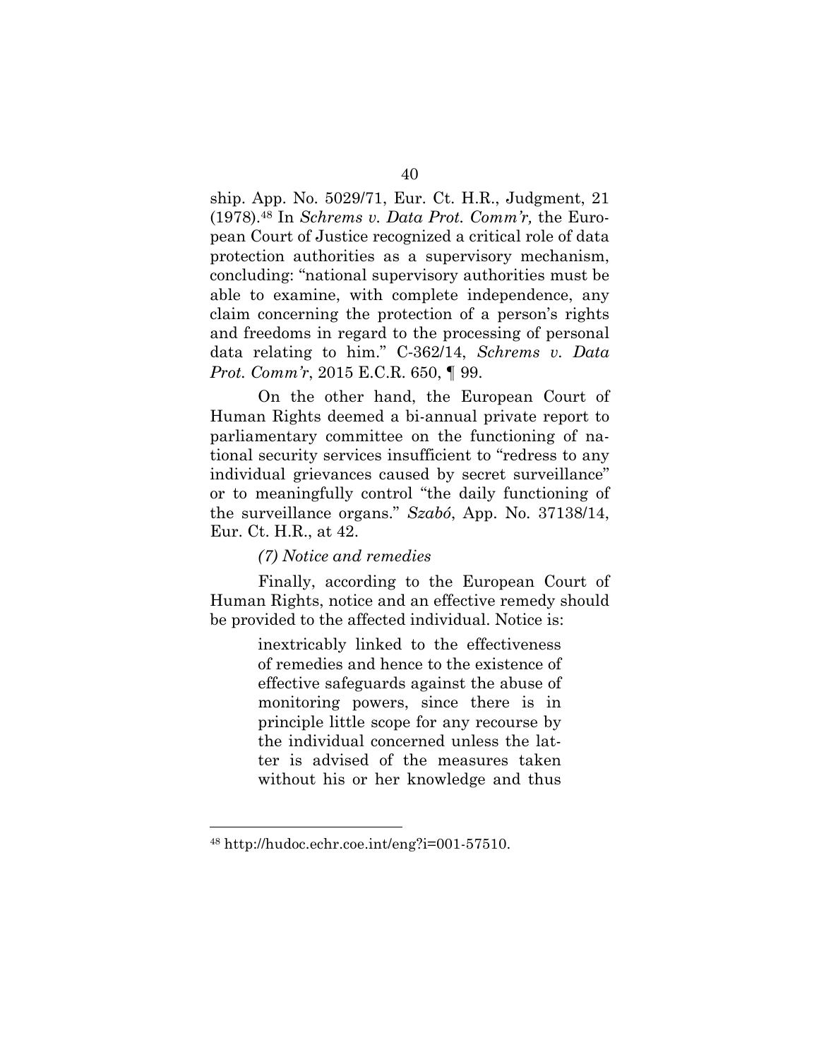ship. App. No. 5029/71, Eur. Ct. H.R., Judgment, 21 (1978).[48] In *Schrems v. Data Prot. Comm'r,* the European Court of Justice recognized a critical role of data protection authorities as a supervisory mechanism, concluding: "national supervisory authorities must be able to examine, with complete independence, any claim concerning the protection of a person's rights and freedoms in regard to the processing of personal data relating to him." C-362/14, *Schrems v. Data Prot. Comm'r*, 2015 E.C.R. 650, ¶ 99.

On the other hand, the European Court of Human Rights deemed a bi-annual private report to parliamentary committee on the functioning of national security services insufficient to "redress to any individual grievances caused by secret surveillance" or to meaningfully control "the daily functioning of the surveillance organs." *Szabó*, App. No. 37138/14, Eur. Ct. H.R., at 42.

*(7) Notice and remedies*

Finally, according to the European Court of Human Rights, notice and an effective remedy should be provided to the affected individual. Notice is:

> inextricably linked to the effectiveness of remedies and hence to the existence of effective safeguards against the abuse of monitoring powers, since there is in principle little scope for any recourse by the individual concerned unless the latter is advised of the measures taken without his or her knowledge and thus

[48] http://hudoc.echr.coe.int/eng?i=001-57510.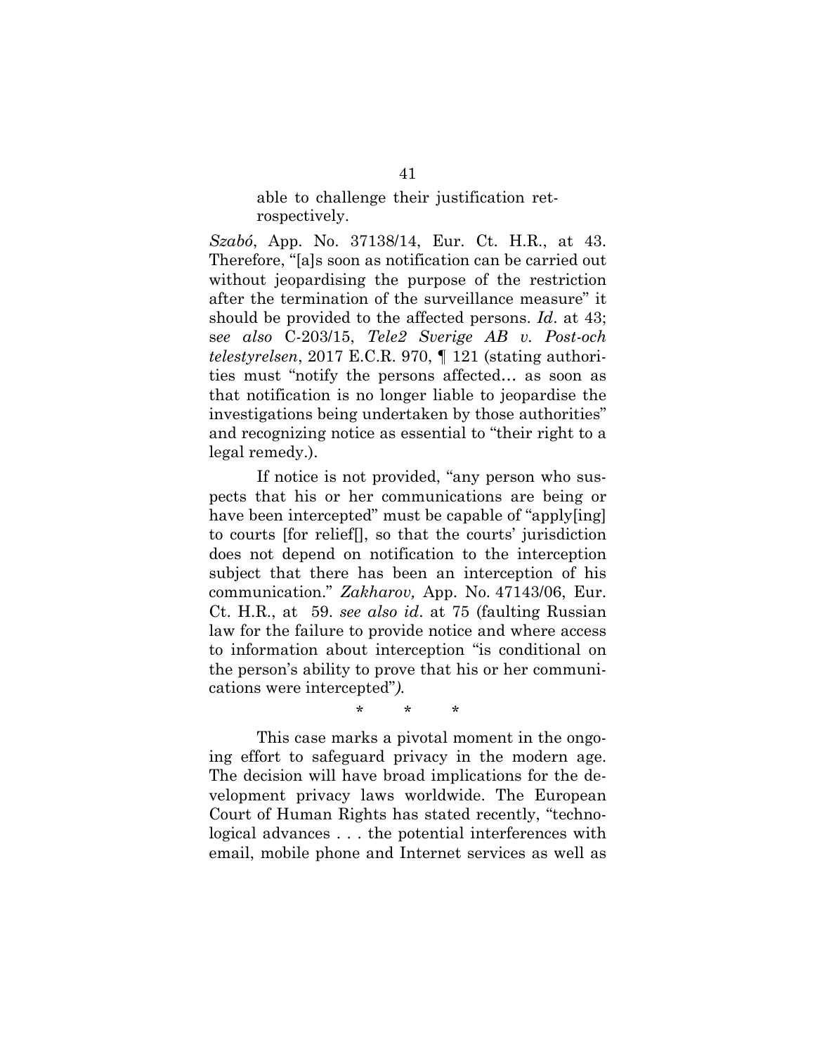> able to challenge their justification retrospectively.

*Szabó*, App. No. 37138/14, Eur. Ct. H.R., at 43. Therefore, "[a]s soon as notification can be carried out without jeopardising the purpose of the restriction after the termination of the surveillance measure" it should be provided to the affected persons. *Id*. at 43; s*ee also* C-203/15, *Tele2 Sverige AB v. Post-och telestyrelsen*, 2017 E.C.R. 970, ¶ 121 (stating authorities must "notify the persons affected… as soon as that notification is no longer liable to jeopardise the investigations being undertaken by those authorities" and recognizing notice as essential to "their right to a legal remedy.).

If notice is not provided, "any person who suspects that his or her communications are being or have been intercepted" must be capable of "apply[ing] to courts [for relief[], so that the courts' jurisdiction does not depend on notification to the interception subject that there has been an interception of his communication." *Zakharov,* App. No. 47143/06, Eur. Ct. H.R., at 59. *see also id*. at 75 (faulting Russian law for the failure to provide notice and where access to information about interception "is conditional on the person's ability to prove that his or her communications were intercepted"*).*

\* \* \*

This case marks a pivotal moment in the ongoing effort to safeguard privacy in the modern age. The decision will have broad implications for the development privacy laws worldwide. The European Court of Human Rights has stated recently, "technological advances . . . the potential interferences with email, mobile phone and Internet services as well as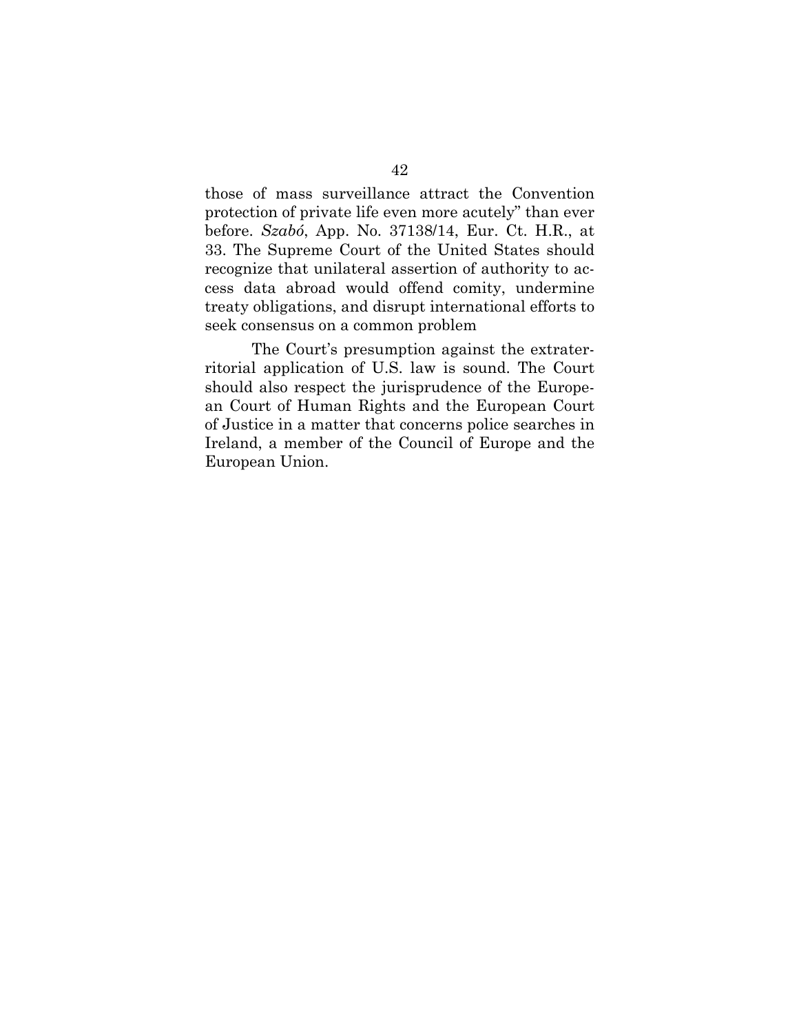those of mass surveillance attract the Convention protection of private life even more acutely" than ever before. *Szabó*, App. No. 37138/14, Eur. Ct. H.R., at 33. The Supreme Court of the United States should recognize that unilateral assertion of authority to access data abroad would offend comity, undermine treaty obligations, and disrupt international efforts to seek consensus on a common problem

The Court's presumption against the extraterritorial application of U.S. law is sound. The Court should also respect the jurisprudence of the European Court of Human Rights and the European Court of Justice in a matter that concerns police searches in Ireland, a member of the Council of Europe and the European Union.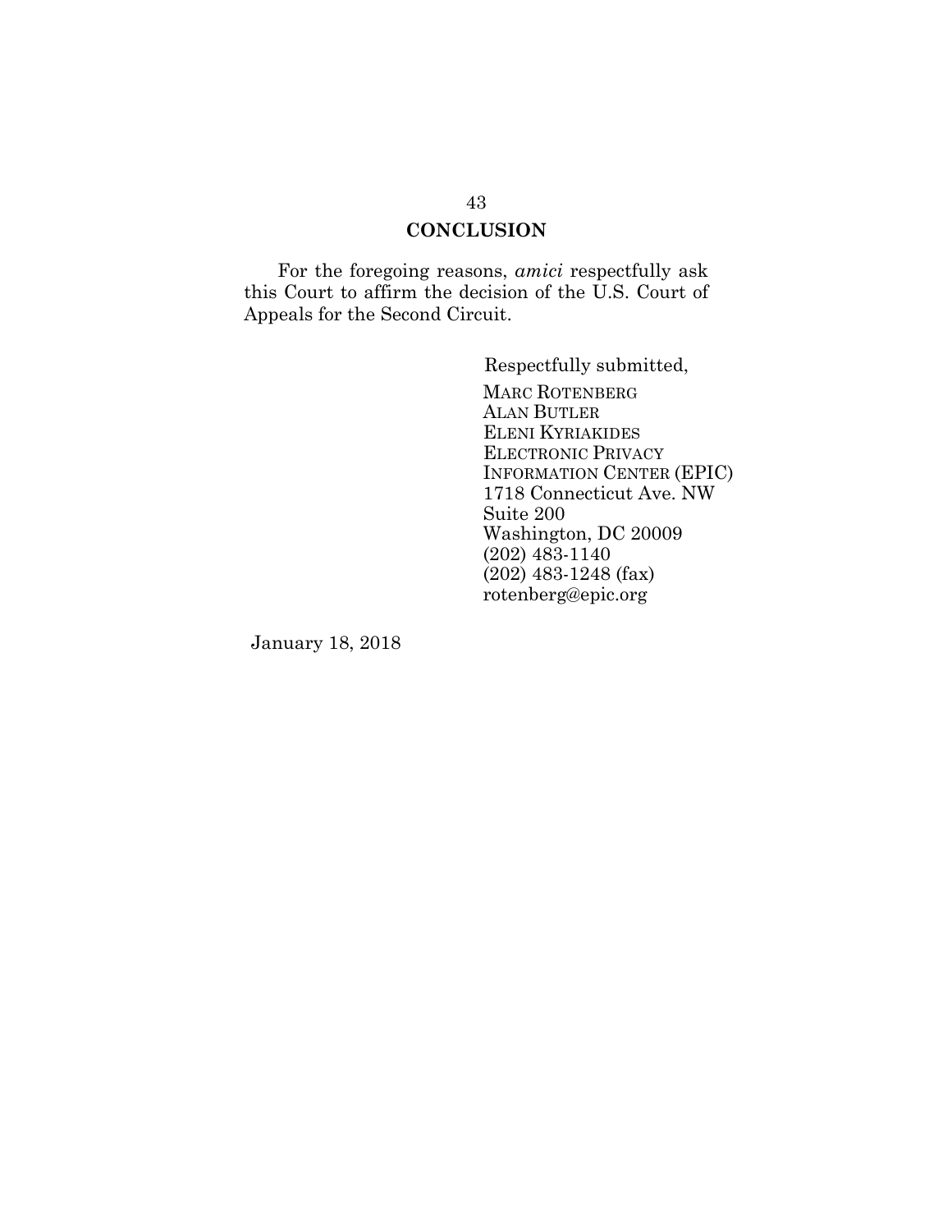## CONCLUSION

For the foregoing reasons, *amici* respectfully ask this Court to affirm the decision of the U.S. Court of Appeals for the Second Circuit.

Respectfully submitted,

MARC ROTENBERG
ALAN BUTLER
ELENI KYRIAKIDES
ELECTRONIC PRIVACY INFORMATION CENTER (EPIC)
1718 Connecticut Ave. NW
Suite 200
Washington, DC 20009
(202) 483-1140
(202) 483-1248 (fax)
rotenberg@epic.org

January 18, 2018